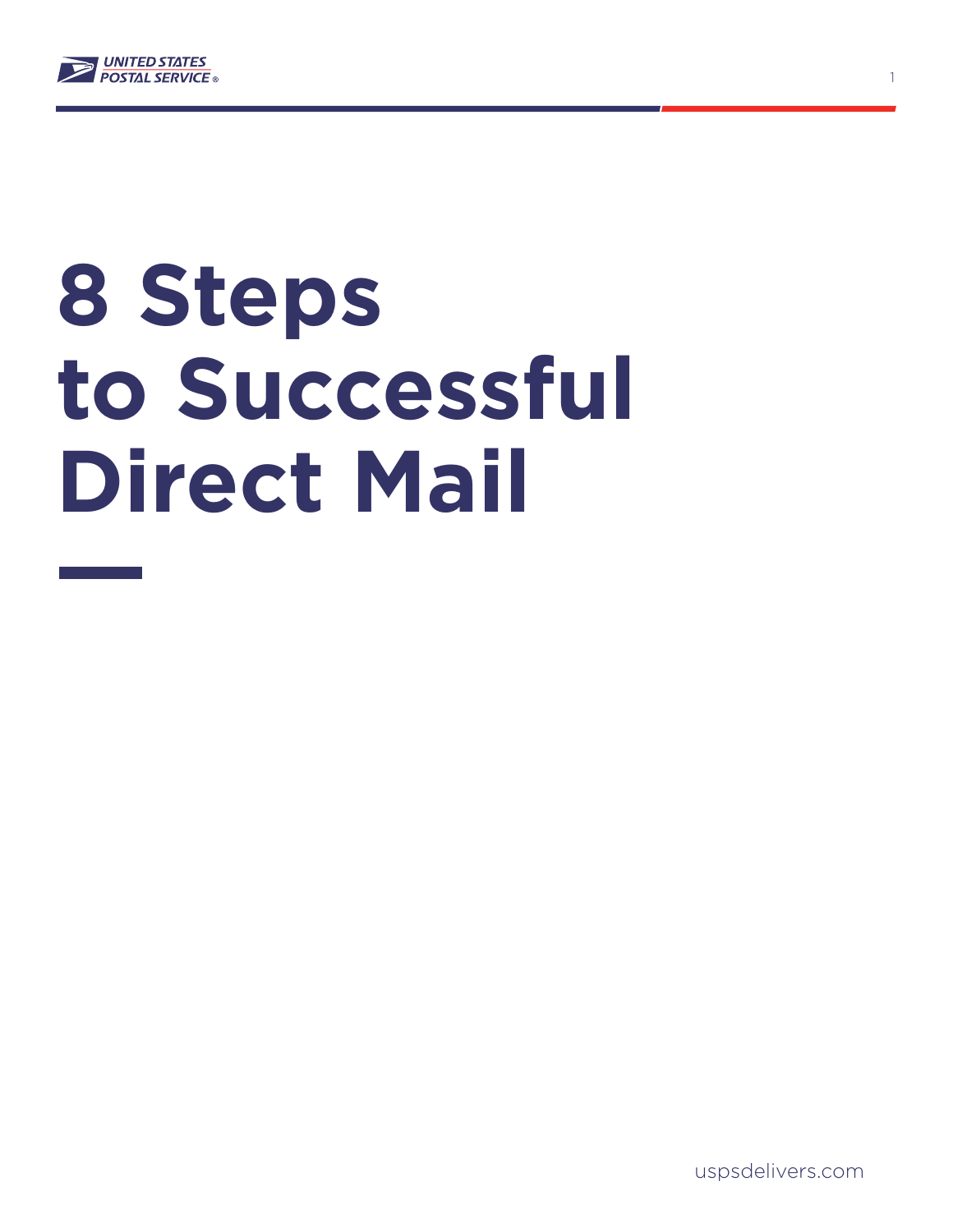UNITED STATES POSTAL SERVICE®

# 8 Steps to Successful Direct Mail

uspsdelivers.com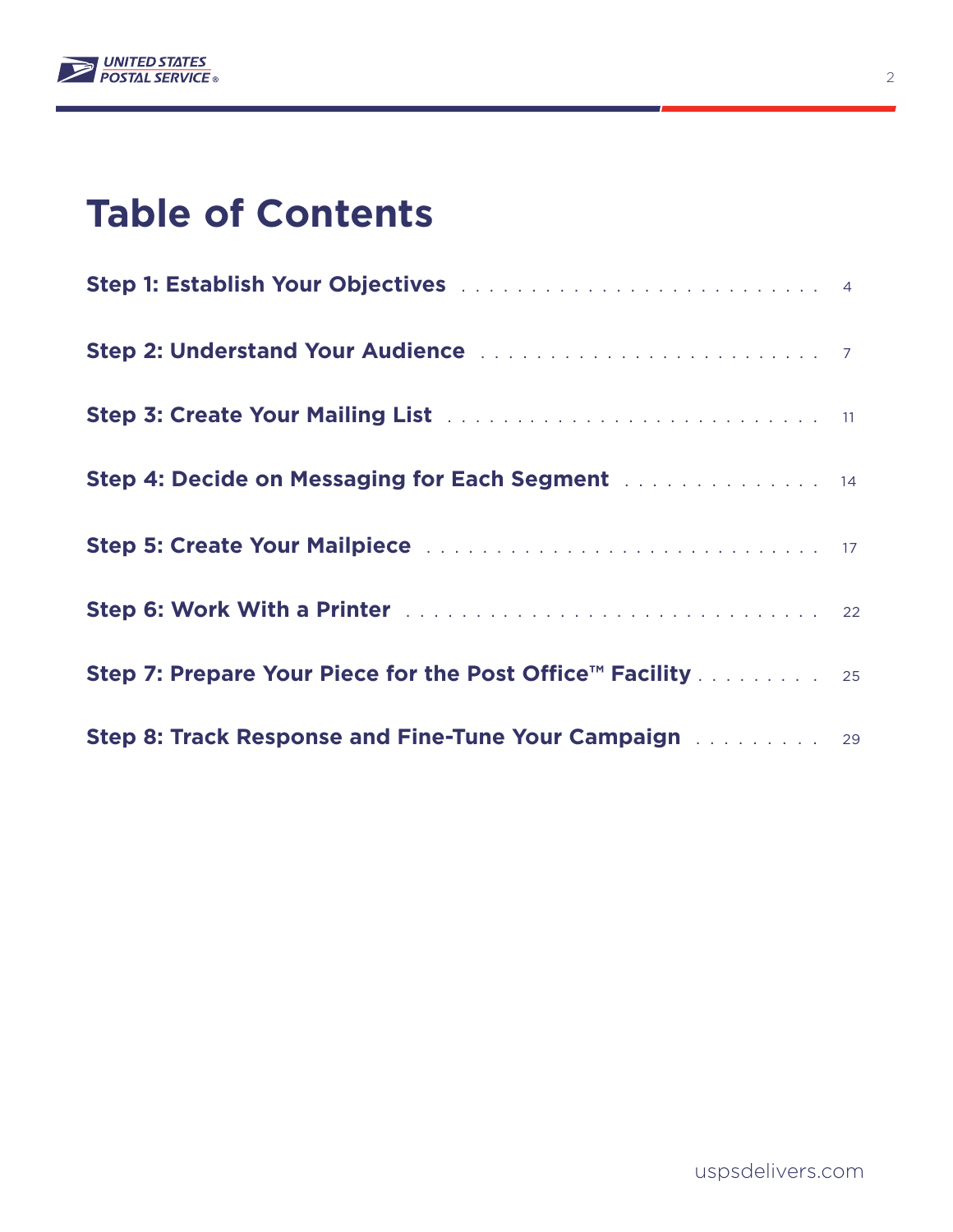# Table of Contents

**Step 1: Establish Your Objectives** . . . . . . . . . . . . . . . . . . . . . . . . . . 4

**Step 2: Understand Your Audience** . . . . . . . . . . . . . . . . . . . . . . . . . 7

**Step 3: Create Your Mailing List** . . . . . . . . . . . . . . . . . . . . . . . . . . . 11

**Step 4: Decide on Messaging for Each Segment** . . . . . . . . . . . . . . . 14

**Step 5: Create Your Mailpiece** . . . . . . . . . . . . . . . . . . . . . . . . . . . . 17

**Step 6: Work With a Printer** . . . . . . . . . . . . . . . . . . . . . . . . . . . . . 22

**Step 7: Prepare Your Piece for the Post Office™ Facility** . . . . . . . . . 25

**Step 8: Track Response and Fine-Tune Your Campaign** . . . . . . . . . 29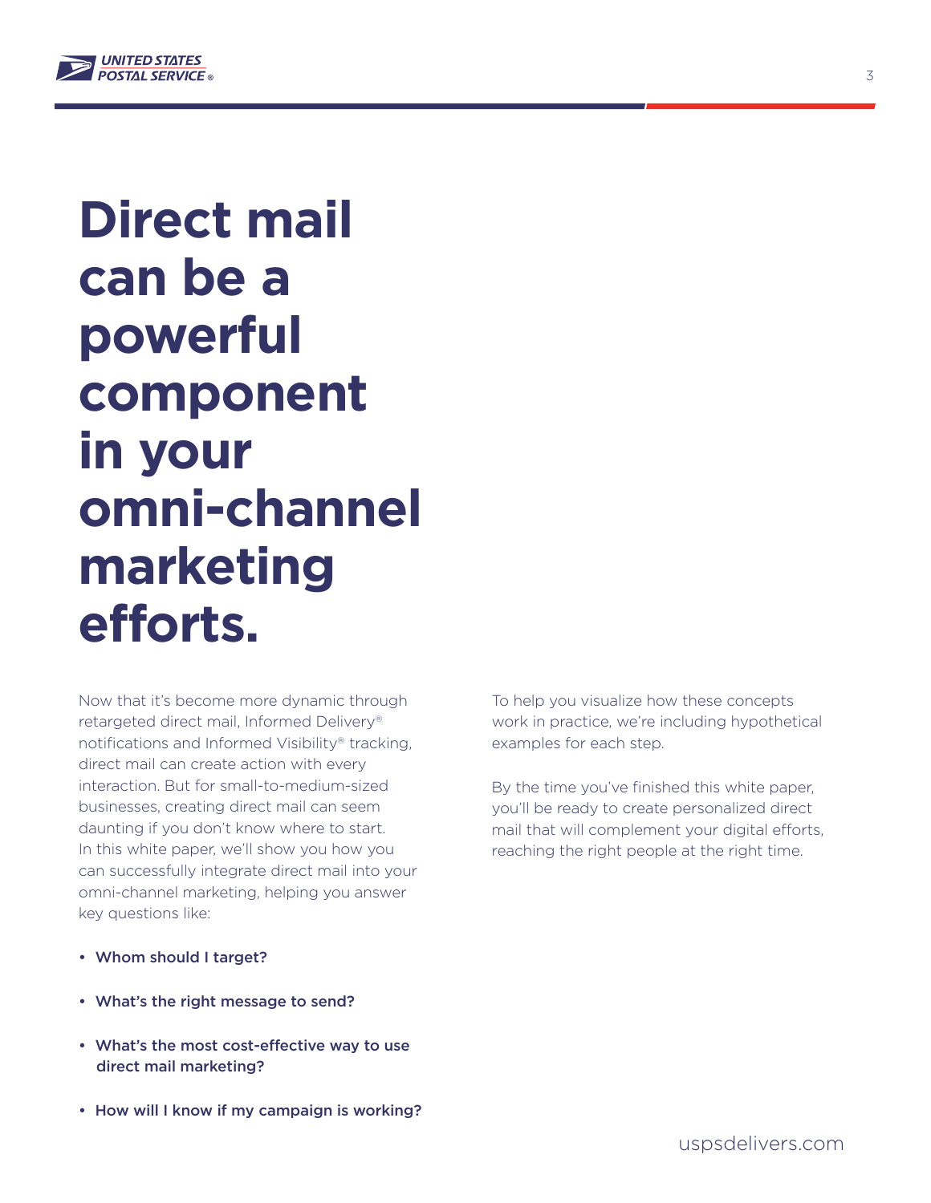# Direct mail can be a powerful component in your omni-channel marketing efforts.

Now that it's become more dynamic through retargeted direct mail, Informed Delivery® notifications and Informed Visibility® tracking, direct mail can create action with every interaction. But for small-to-medium-sized businesses, creating direct mail can seem daunting if you don't know where to start. In this white paper, we'll show you how you can successfully integrate direct mail into your omni-channel marketing, helping you answer key questions like:

- **Whom should I target?**
- **What's the right message to send?**
- **What's the most cost-effective way to use direct mail marketing?**
- **How will I know if my campaign is working?**

To help you visualize how these concepts work in practice, we're including hypothetical examples for each step.

By the time you've finished this white paper, you'll be ready to create personalized direct mail that will complement your digital efforts, reaching the right people at the right time.

usps delivers.com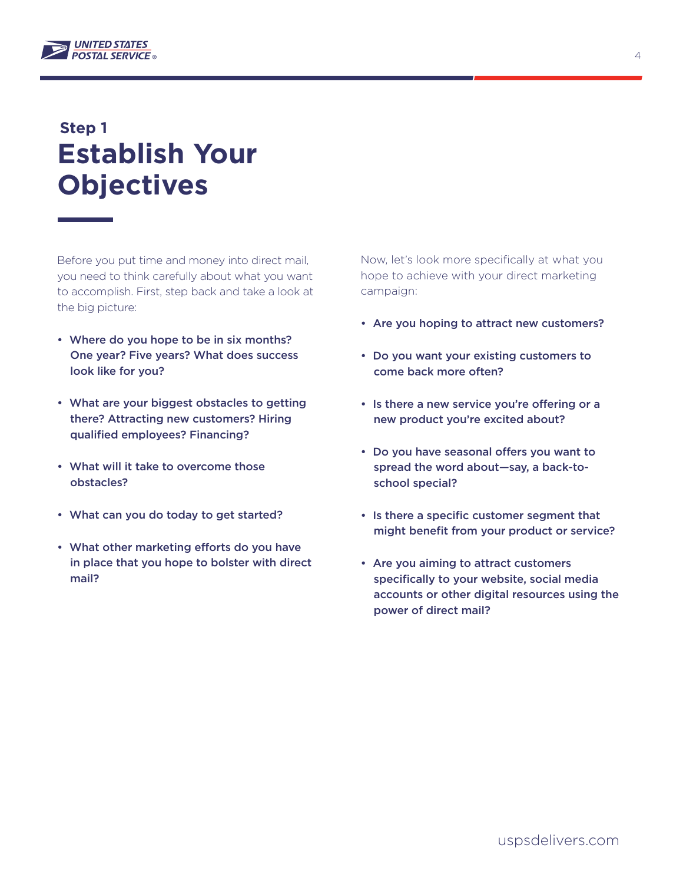## Step 1

# Establish Your Objectives

Before you put time and money into direct mail, you need to think carefully about what you want to accomplish. First, step back and take a look at the big picture:

- **Where do you hope to be in six months? One year? Five years? What does success look like for you?**
- **What are your biggest obstacles to getting there? Attracting new customers? Hiring qualified employees? Financing?**
- **What will it take to overcome those obstacles?**
- **What can you do today to get started?**
- **What other marketing efforts do you have in place that you hope to bolster with direct mail?**

Now, let's look more specifically at what you hope to achieve with your direct marketing campaign:

- **Are you hoping to attract new customers?**
- **Do you want your existing customers to come back more often?**
- **Is there a new service you're offering or a new product you're excited about?**
- **Do you have seasonal offers you want to spread the word about—say, a back-to-school special?**
- **Is there a specific customer segment that might benefit from your product or service?**
- **Are you aiming to attract customers specifically to your website, social media accounts or other digital resources using the power of direct mail?**

usps delivers.com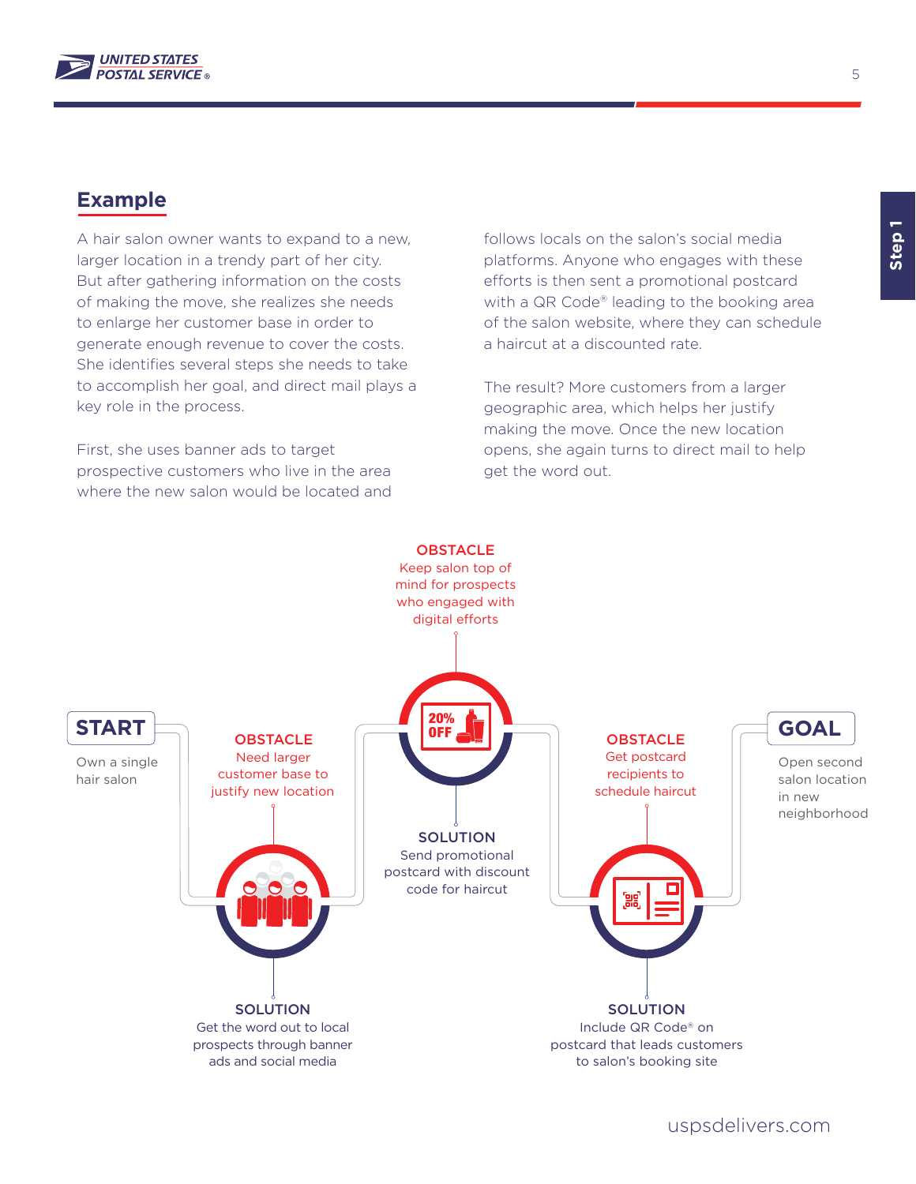## Example

A hair salon owner wants to expand to a new, larger location in a trendy part of her city. But after gathering information on the costs of making the move, she realizes she needs to enlarge her customer base in order to generate enough revenue to cover the costs. She identifies several steps she needs to take to accomplish her goal, and direct mail plays a key role in the process.

First, she uses banner ads to target prospective customers who live in the area where the new salon would be located and follows locals on the salon's social media platforms. Anyone who engages with these efforts is then sent a promotional postcard with a QR Code® leading to the booking area of the salon website, where they can schedule a haircut at a discounted rate.

The result? More customers from a larger geographic area, which helps her justify making the move. Once the new location opens, she again turns to direct mail to help get the word out.

**START**
Own a single hair salon

**OBSTACLE**
Need larger customer base to justify new location

**SOLUTION**
Get the word out to local prospects through banner ads and social media

**OBSTACLE**
Keep salon top of mind for prospects who engaged with digital efforts

20% OFF

**SOLUTION**
Send promotional postcard with discount code for haircut

**OBSTACLE**
Get postcard recipients to schedule haircut

**SOLUTION**
Include QR Code® on postcard that leads customers to salon's booking site

**GOAL**
Open second salon location in new neighborhood

uspsdelivers.com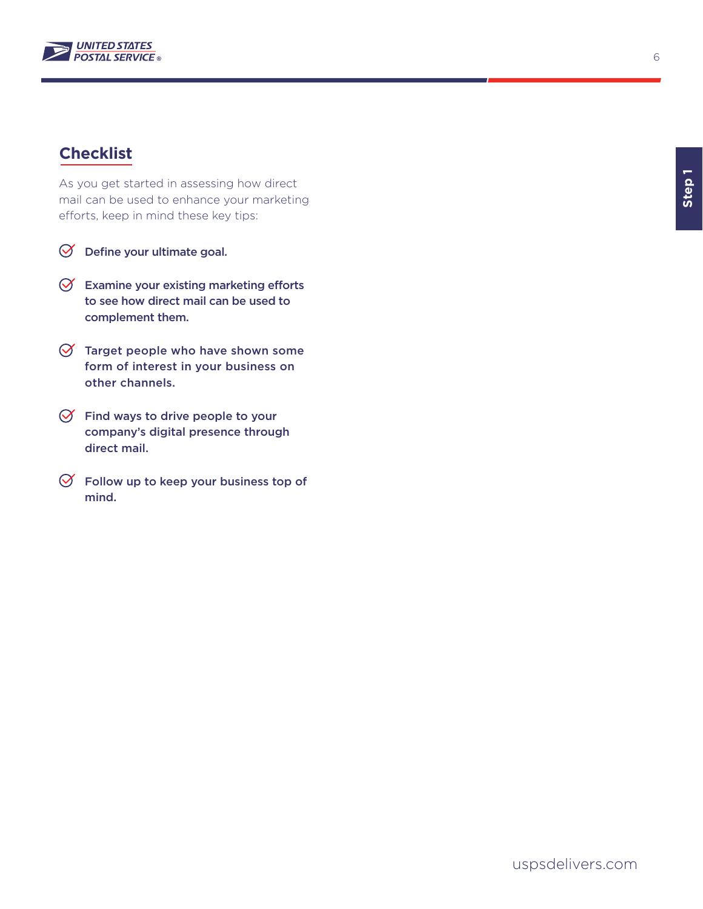## Checklist

As you get started in assessing how direct mail can be used to enhance your marketing efforts, keep in mind these key tips:

- **Define your ultimate goal.**
- **Examine your existing marketing efforts to see how direct mail can be used to complement them.**
- **Target people who have shown some form of interest in your business on other channels.**
- **Find ways to drive people to your company's digital presence through direct mail.**
- **Follow up to keep your business top of mind.**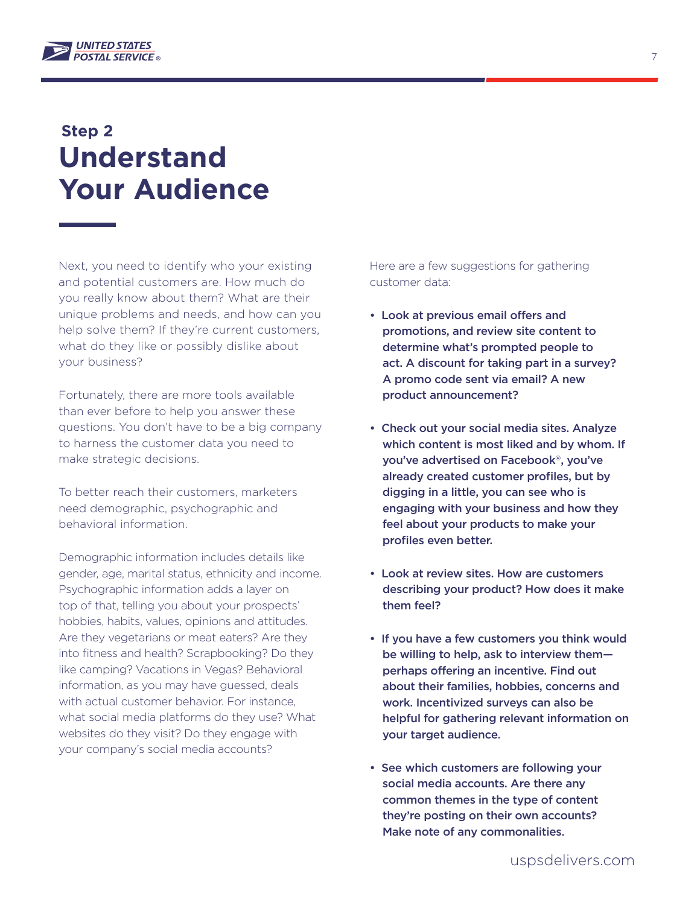## Step 2

# Understand Your Audience

Next, you need to identify who your existing and potential customers are. How much do you really know about them? What are their unique problems and needs, and how can you help solve them? If they're current customers, what do they like or possibly dislike about your business?

Fortunately, there are more tools available than ever before to help you answer these questions. You don't have to be a big company to harness the customer data you need to make strategic decisions.

To better reach their customers, marketers need demographic, psychographic and behavioral information.

Demographic information includes details like gender, age, marital status, ethnicity and income. Psychographic information adds a layer on top of that, telling you about your prospects' hobbies, habits, values, opinions and attitudes. Are they vegetarians or meat eaters? Are they into fitness and health? Scrapbooking? Do they like camping? Vacations in Vegas? Behavioral information, as you may have guessed, deals with actual customer behavior. For instance, what social media platforms do they use? What websites do they visit? Do they engage with your company's social media accounts?

Here are a few suggestions for gathering customer data:

- **Look at previous email offers and promotions, and review site content to determine what's prompted people to act. A discount for taking part in a survey? A promo code sent via email? A new product announcement?**
- **Check out your social media sites. Analyze which content is most liked and by whom. If you've advertised on Facebook®, you've already created customer profiles, but by digging in a little, you can see who is engaging with your business and how they feel about your products to make your profiles even better.**
- **Look at review sites. How are customers describing your product? How does it make them feel?**
- **If you have a few customers you think would be willing to help, ask to interview them—perhaps offering an incentive. Find out about their families, hobbies, concerns and work. Incentivized surveys can also be helpful for gathering relevant information on your target audience.**
- **See which customers are following your social media accounts. Are there any common themes in the type of content they're posting on their own accounts? Make note of any commonalities.**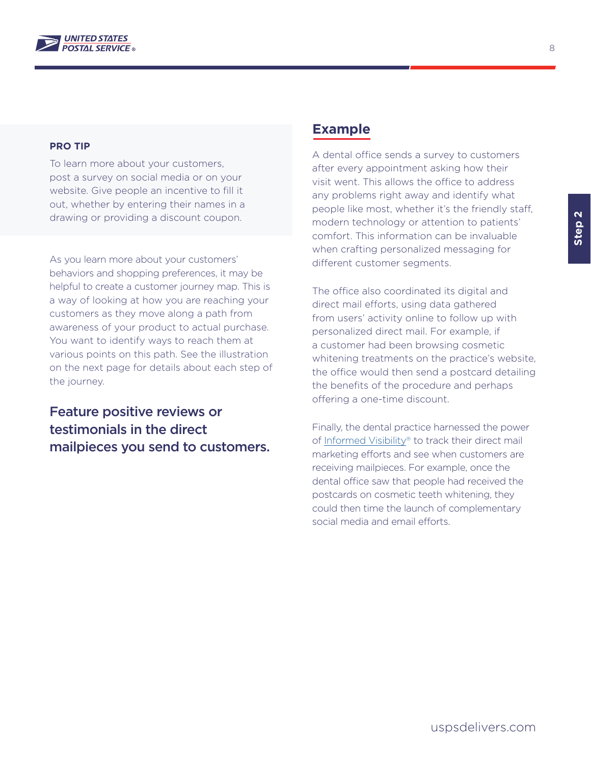**PRO TIP**

To learn more about your customers, post a survey on social media or on your website. Give people an incentive to fill it out, whether by entering their names in a drawing or providing a discount coupon.

As you learn more about your customers' behaviors and shopping preferences, it may be helpful to create a customer journey map. This is a way of looking at how you are reaching your customers as they move along a path from awareness of your product to actual purchase. You want to identify ways to reach them at various points on this path. See the illustration on the next page for details about each step of the journey.

### Feature positive reviews or testimonials in the direct mailpieces you send to customers.

## Example

A dental office sends a survey to customers after every appointment asking how their visit went. This allows the office to address any problems right away and identify what people like most, whether it's the friendly staff, modern technology or attention to patients' comfort. This information can be invaluable when crafting personalized messaging for different customer segments.

The office also coordinated its digital and direct mail efforts, using data gathered from users' activity online to follow up with personalized direct mail. For example, if a customer had been browsing cosmetic whitening treatments on the practice's website, the office would then send a postcard detailing the benefits of the procedure and perhaps offering a one-time discount.

Finally, the dental practice harnessed the power of Informed Visibility® to track their direct mail marketing efforts and see when customers are receiving mailpieces. For example, once the dental office saw that people had received the postcards on cosmetic teeth whitening, they could then time the launch of complementary social media and email efforts.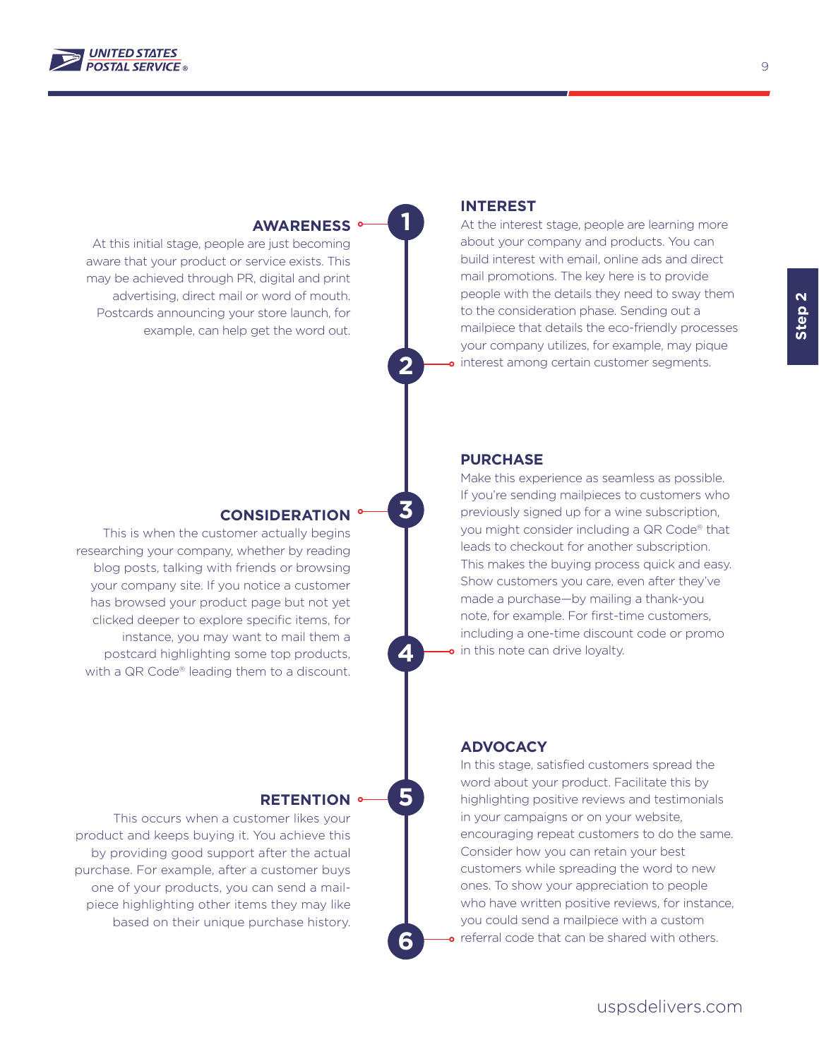### 1. AWARENESS

At this initial stage, people are just becoming aware that your product or service exists. This may be achieved through PR, digital and print advertising, direct mail or word of mouth. Postcards announcing your store launch, for example, can help get the word out.

### 2. INTEREST

At the interest stage, people are learning more about your company and products. You can build interest with email, online ads and direct mail promotions. The key here is to provide people with the details they need to sway them to the consideration phase. Sending out a mailpiece that details the eco-friendly processes your company utilizes, for example, may pique interest among certain customer segments.

### 3. CONSIDERATION

This is when the customer actually begins researching your company, whether by reading blog posts, talking with friends or browsing your company site. If you notice a customer has browsed your product page but not yet clicked deeper to explore specific items, for instance, you may want to mail them a postcard highlighting some top products, with a QR Code® leading them to a discount.

### 4. PURCHASE

Make this experience as seamless as possible. If you're sending mailpieces to customers who previously signed up for a wine subscription, you might consider including a QR Code® that leads to checkout for another subscription. This makes the buying process quick and easy. Show customers you care, even after they've made a purchase—by mailing a thank-you note, for example. For first-time customers, including a one-time discount code or promo in this note can drive loyalty.

### 5. RETENTION

This occurs when a customer likes your product and keeps buying it. You achieve this by providing good support after the actual purchase. For example, after a customer buys one of your products, you can send a mail-piece highlighting other items they may like based on their unique purchase history.

### 6. ADVOCACY

In this stage, satisfied customers spread the word about your product. Facilitate this by highlighting positive reviews and testimonials in your campaigns or on your website, encouraging repeat customers to do the same. Consider how you can retain your best customers while spreading the word to new ones. To show your appreciation to people who have written positive reviews, for instance, you could send a mailpiece with a custom referral code that can be shared with others.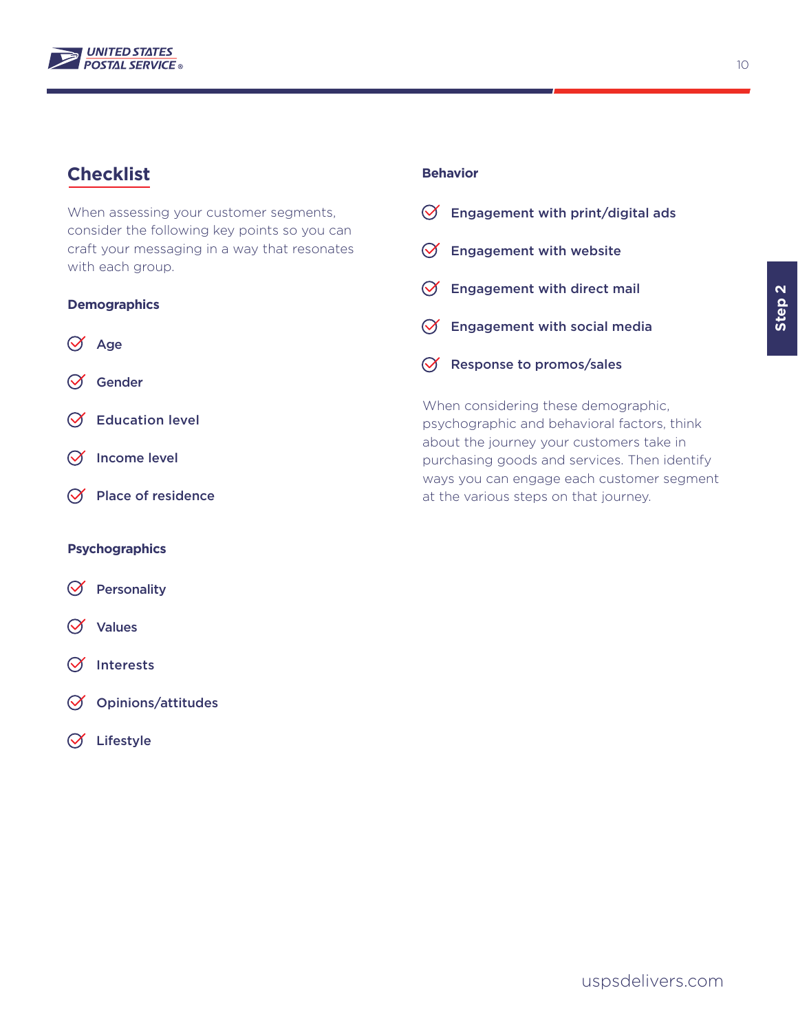## Checklist

When assessing your customer segments, consider the following key points so you can craft your messaging in a way that resonates with each group.

### Demographics

- Age
- Gender
- Education level
- Income level
- Place of residence

### Psychographics

- Personality
- Values
- Interests
- Opinions/attitudes
- Lifestyle

### Behavior

- Engagement with print/digital ads
- Engagement with website
- Engagement with direct mail
- Engagement with social media
- Response to promos/sales

When considering these demographic, psychographic and behavioral factors, think about the journey your customers take in purchasing goods and services. Then identify ways you can engage each customer segment at the various steps on that journey.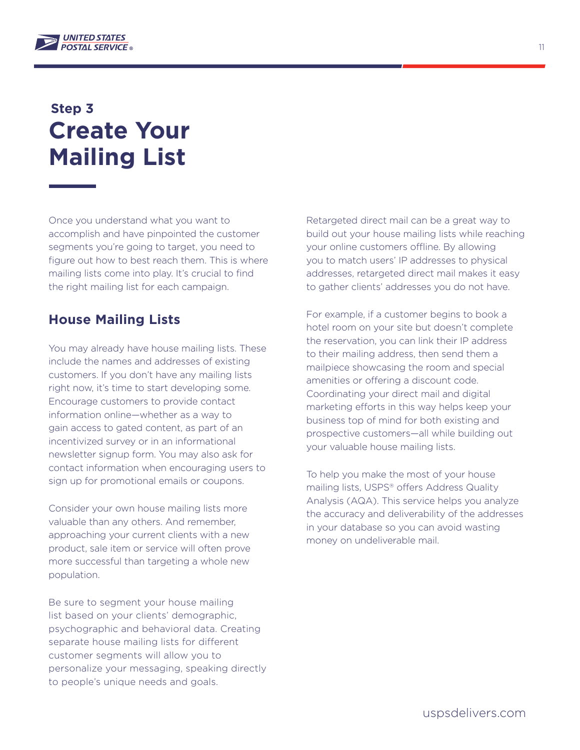## Step 3

# Create Your Mailing List

Once you understand what you want to accomplish and have pinpointed the customer segments you're going to target, you need to figure out how to best reach them. This is where mailing lists come into play. It's crucial to find the right mailing list for each campaign.

## House Mailing Lists

You may already have house mailing lists. These include the names and addresses of existing customers. If you don't have any mailing lists right now, it's time to start developing some. Encourage customers to provide contact information online—whether as a way to gain access to gated content, as part of an incentivized survey or in an informational newsletter signup form. You may also ask for contact information when encouraging users to sign up for promotional emails or coupons.

Consider your own house mailing lists more valuable than any others. And remember, approaching your current clients with a new product, sale item or service will often prove more successful than targeting a whole new population.

Be sure to segment your house mailing list based on your clients' demographic, psychographic and behavioral data. Creating separate house mailing lists for different customer segments will allow you to personalize your messaging, speaking directly to people's unique needs and goals.

Retargeted direct mail can be a great way to build out your house mailing lists while reaching your online customers offline. By allowing you to match users' IP addresses to physical addresses, retargeted direct mail makes it easy to gather clients' addresses you do not have.

For example, if a customer begins to book a hotel room on your site but doesn't complete the reservation, you can link their IP address to their mailing address, then send them a mailpiece showcasing the room and special amenities or offering a discount code. Coordinating your direct mail and digital marketing efforts in this way helps keep your business top of mind for both existing and prospective customers—all while building out your valuable house mailing lists.

To help you make the most of your house mailing lists, USPS® offers Address Quality Analysis (AQA). This service helps you analyze the accuracy and deliverability of the addresses in your database so you can avoid wasting money on undeliverable mail.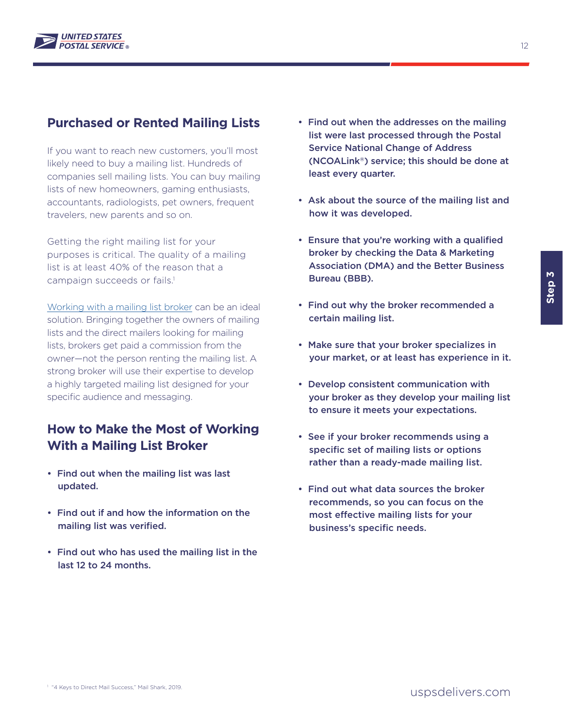## Purchased or Rented Mailing Lists

If you want to reach new customers, you'll most likely need to buy a mailing list. Hundreds of companies sell mailing lists. You can buy mailing lists of new homeowners, gaming enthusiasts, accountants, radiologists, pet owners, frequent travelers, new parents and so on.

Getting the right mailing list for your purposes is critical. The quality of a mailing list is at least 40% of the reason that a campaign succeeds or fails.[1]

Working with a mailing list broker can be an ideal solution. Bringing together the owners of mailing lists and the direct mailers looking for mailing lists, brokers get paid a commission from the owner—not the person renting the mailing list. A strong broker will use their expertise to develop a highly targeted mailing list designed for your specific audience and messaging.

## How to Make the Most of Working With a Mailing List Broker

- **Find out when the mailing list was last updated.**
- **Find out if and how the information on the mailing list was verified.**
- **Find out who has used the mailing list in the last 12 to 24 months.**
- **Find out when the addresses on the mailing list were last processed through the Postal Service National Change of Address (NCOALink®) service; this should be done at least every quarter.**
- **Ask about the source of the mailing list and how it was developed.**
- **Ensure that you're working with a qualified broker by checking the Data & Marketing Association (DMA) and the Better Business Bureau (BBB).**
- **Find out why the broker recommended a certain mailing list.**
- **Make sure that your broker specializes in your market, or at least has experience in it.**
- **Develop consistent communication with your broker as they develop your mailing list to ensure it meets your expectations.**
- **See if your broker recommends using a specific set of mailing lists or options rather than a ready-made mailing list.**
- **Find out what data sources the broker recommends, so you can focus on the most effective mailing lists for your business's specific needs.**

[1] "4 Keys to Direct Mail Success," Mail Shark, 2019.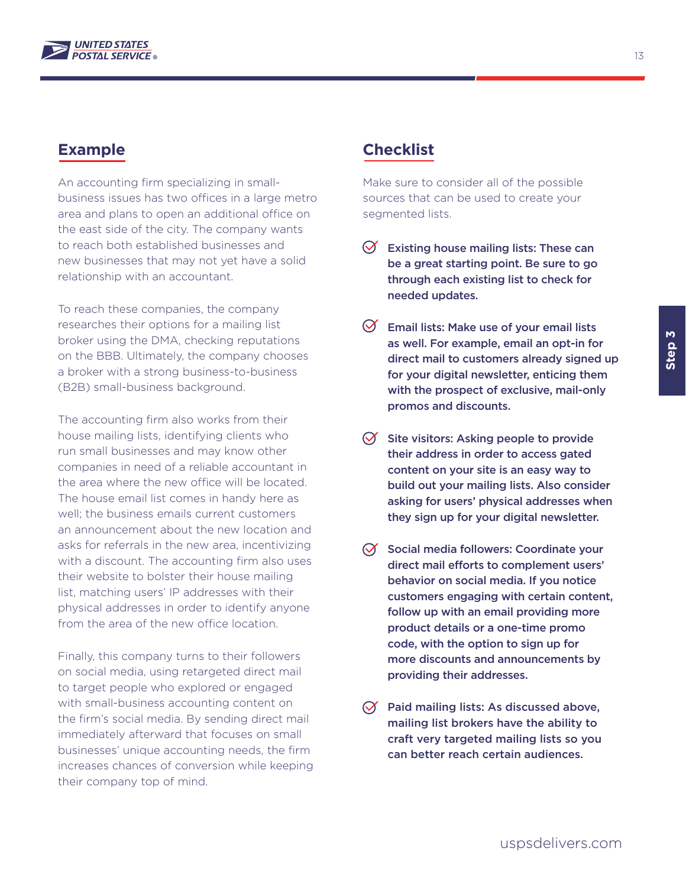## Example

An accounting firm specializing in small-business issues has two offices in a large metro area and plans to open an additional office on the east side of the city. The company wants to reach both established businesses and new businesses that may not yet have a solid relationship with an accountant.

To reach these companies, the company researches their options for a mailing list broker using the DMA, checking reputations on the BBB. Ultimately, the company chooses a broker with a strong business-to-business (B2B) small-business background.

The accounting firm also works from their house mailing lists, identifying clients who run small businesses and may know other companies in need of a reliable accountant in the area where the new office will be located. The house email list comes in handy here as well; the business emails current customers an announcement about the new location and asks for referrals in the new area, incentivizing with a discount. The accounting firm also uses their website to bolster their house mailing list, matching users' IP addresses with their physical addresses in order to identify anyone from the area of the new office location.

Finally, this company turns to their followers on social media, using retargeted direct mail to target people who explored or engaged with small-business accounting content on the firm's social media. By sending direct mail immediately afterward that focuses on small businesses' unique accounting needs, the firm increases chances of conversion while keeping their company top of mind.

## Checklist

Make sure to consider all of the possible sources that can be used to create your segmented lists.

- **Existing house mailing lists: These can be a great starting point. Be sure to go through each existing list to check for needed updates.**
- **Email lists: Make use of your email lists as well. For example, email an opt-in for direct mail to customers already signed up for your digital newsletter, enticing them with the prospect of exclusive, mail-only promos and discounts.**
- **Site visitors: Asking people to provide their address in order to access gated content on your site is an easy way to build out your mailing lists. Also consider asking for users' physical addresses when they sign up for your digital newsletter.**
- **Social media followers: Coordinate your direct mail efforts to complement users' behavior on social media. If you notice customers engaging with certain content, follow up with an email providing more product details or a one-time promo code, with the option to sign up for more discounts and announcements by providing their addresses.**
- **Paid mailing lists: As discussed above, mailing list brokers have the ability to craft very targeted mailing lists so you can better reach certain audiences.**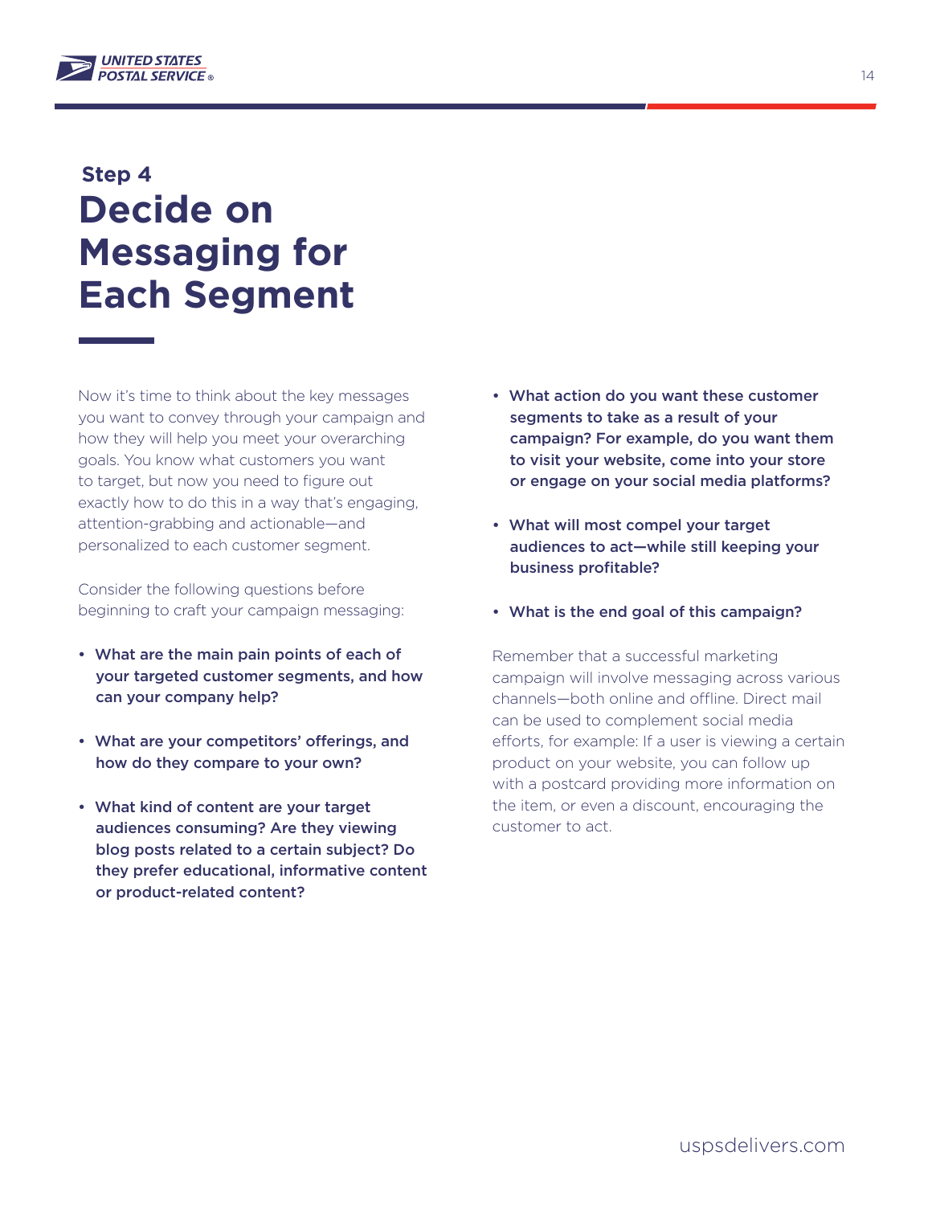### Step 4

# Decide on Messaging for Each Segment

Now it's time to think about the key messages you want to convey through your campaign and how they will help you meet your overarching goals. You know what customers you want to target, but now you need to figure out exactly how to do this in a way that's engaging, attention-grabbing and actionable—and personalized to each customer segment.

Consider the following questions before beginning to craft your campaign messaging:

- **What are the main pain points of each of your targeted customer segments, and how can your company help?**
- **What are your competitors' offerings, and how do they compare to your own?**
- **What kind of content are your target audiences consuming? Are they viewing blog posts related to a certain subject? Do they prefer educational, informative content or product-related content?**
- **What action do you want these customer segments to take as a result of your campaign? For example, do you want them to visit your website, come into your store or engage on your social media platforms?**
- **What will most compel your target audiences to act—while still keeping your business profitable?**
- **What is the end goal of this campaign?**

Remember that a successful marketing campaign will involve messaging across various channels—both online and offline. Direct mail can be used to complement social media efforts, for example: If a user is viewing a certain product on your website, you can follow up with a postcard providing more information on the item, or even a discount, encouraging the customer to act.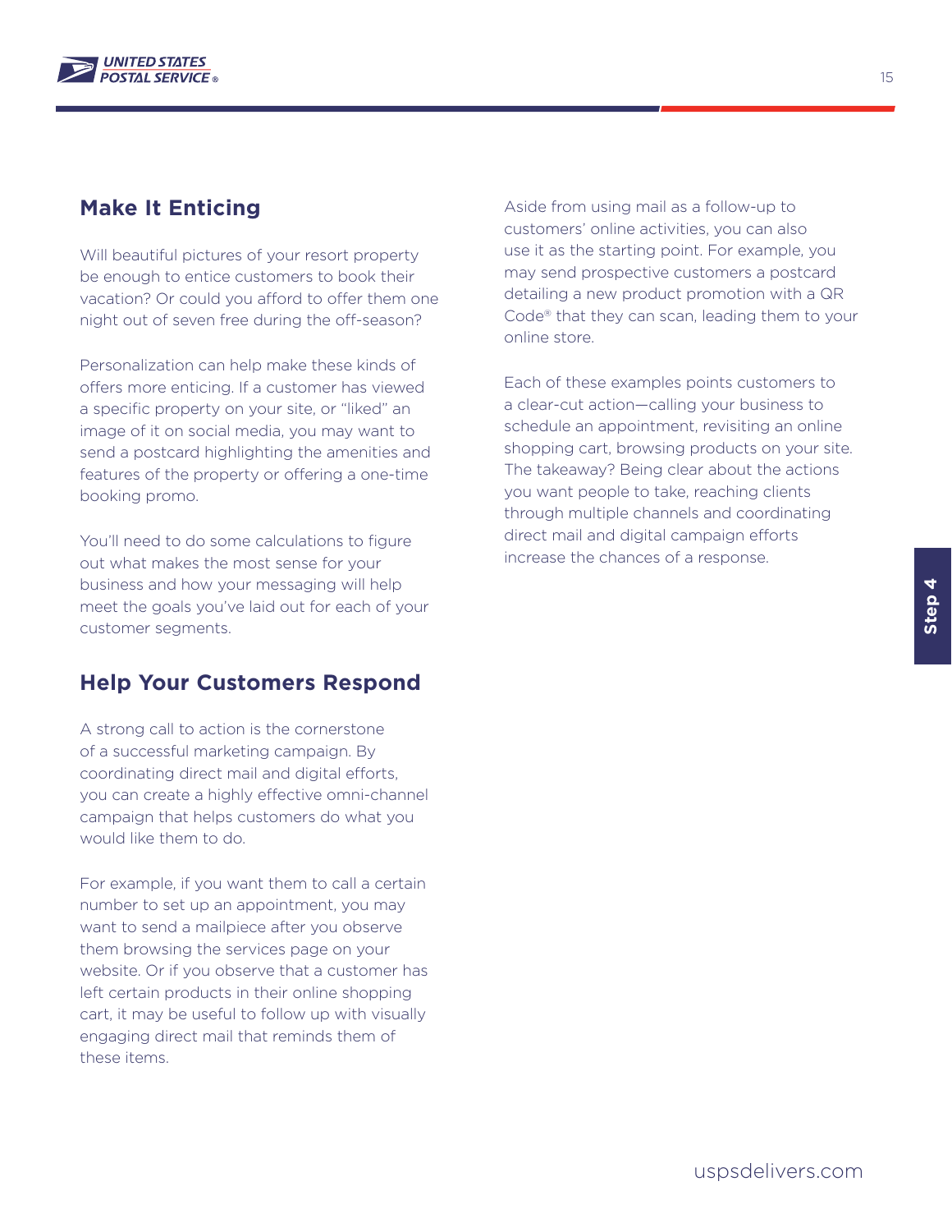## Make It Enticing

Will beautiful pictures of your resort property be enough to entice customers to book their vacation? Or could you afford to offer them one night out of seven free during the off-season?

Personalization can help make these kinds of offers more enticing. If a customer has viewed a specific property on your site, or "liked" an image of it on social media, you may want to send a postcard highlighting the amenities and features of the property or offering a one-time booking promo.

You'll need to do some calculations to figure out what makes the most sense for your business and how your messaging will help meet the goals you've laid out for each of your customer segments.

## Help Your Customers Respond

A strong call to action is the cornerstone of a successful marketing campaign. By coordinating direct mail and digital efforts, you can create a highly effective omni-channel campaign that helps customers do what you would like them to do.

For example, if you want them to call a certain number to set up an appointment, you may want to send a mailpiece after you observe them browsing the services page on your website. Or if you observe that a customer has left certain products in their online shopping cart, it may be useful to follow up with visually engaging direct mail that reminds them of these items.

Aside from using mail as a follow-up to customers' online activities, you can also use it as the starting point. For example, you may send prospective customers a postcard detailing a new product promotion with a QR Code® that they can scan, leading them to your online store.

Each of these examples points customers to a clear-cut action—calling your business to schedule an appointment, revisiting an online shopping cart, browsing products on your site. The takeaway? Being clear about the actions you want people to take, reaching clients through multiple channels and coordinating direct mail and digital campaign efforts increase the chances of a response.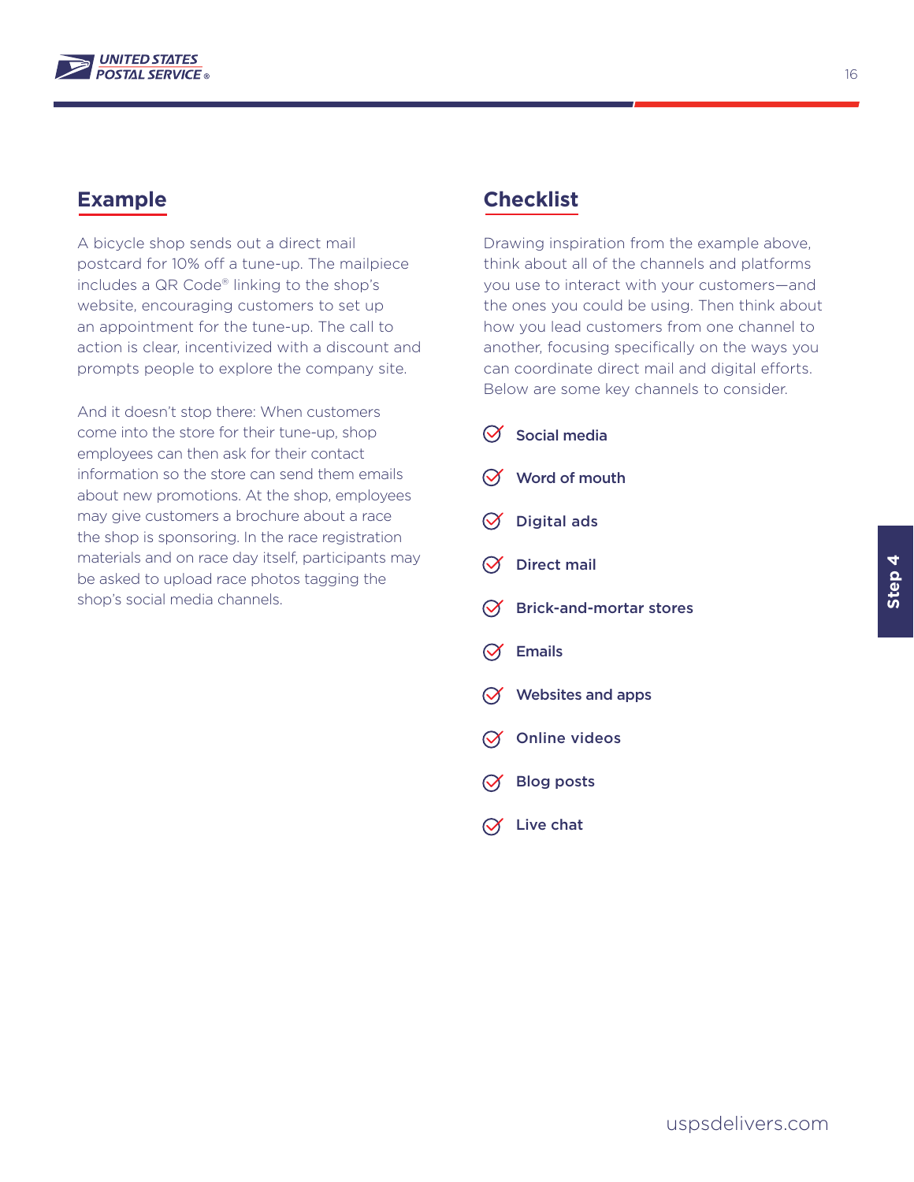## Example

A bicycle shop sends out a direct mail postcard for 10% off a tune-up. The mailpiece includes a QR Code® linking to the shop's website, encouraging customers to set up an appointment for the tune-up. The call to action is clear, incentivized with a discount and prompts people to explore the company site.

And it doesn't stop there: When customers come into the store for their tune-up, shop employees can then ask for their contact information so the store can send them emails about new promotions. At the shop, employees may give customers a brochure about a race the shop is sponsoring. In the race registration materials and on race day itself, participants may be asked to upload race photos tagging the shop's social media channels.

## Checklist

Drawing inspiration from the example above, think about all of the channels and platforms you use to interact with your customers—and the ones you could be using. Then think about how you lead customers from one channel to another, focusing specifically on the ways you can coordinate direct mail and digital efforts. Below are some key channels to consider.

- **Social media**
- **Word of mouth**
- **Digital ads**
- **Direct mail**
- **Brick-and-mortar stores**
- **Emails**
- **Websites and apps**
- **Online videos**
- **Blog posts**
- **Live chat**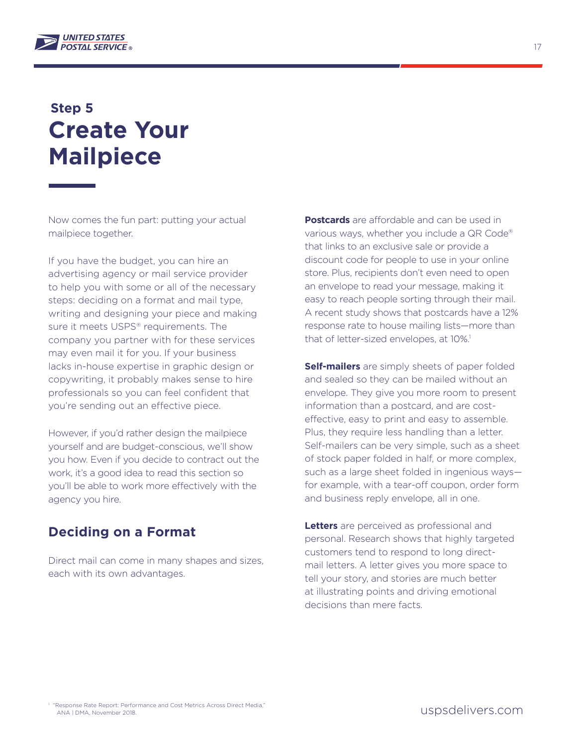## Step 5

# Create Your Mailpiece

Now comes the fun part: putting your actual mailpiece together.

If you have the budget, you can hire an advertising agency or mail service provider to help you with some or all of the necessary steps: deciding on a format and mail type, writing and designing your piece and making sure it meets USPS® requirements. The company you partner with for these services may even mail it for you. If your business lacks in-house expertise in graphic design or copywriting, it probably makes sense to hire professionals so you can feel confident that you're sending out an effective piece.

However, if you'd rather design the mailpiece yourself and are budget-conscious, we'll show you how. Even if you decide to contract out the work, it's a good idea to read this section so you'll be able to work more effectively with the agency you hire.

## Deciding on a Format

Direct mail can come in many shapes and sizes, each with its own advantages.

**Postcards** are affordable and can be used in various ways, whether you include a QR Code® that links to an exclusive sale or provide a discount code for people to use in your online store. Plus, recipients don't even need to open an envelope to read your message, making it easy to reach people sorting through their mail. A recent study shows that postcards have a 12% response rate to house mailing lists—more than that of letter-sized envelopes, at 10%.[1]

**Self-mailers** are simply sheets of paper folded and sealed so they can be mailed without an envelope. They give you more room to present information than a postcard, and are cost-effective, easy to print and easy to assemble. Plus, they require less handling than a letter. Self-mailers can be very simple, such as a sheet of stock paper folded in half, or more complex, such as a large sheet folded in ingenious ways—for example, with a tear-off coupon, order form and business reply envelope, all in one.

**Letters** are perceived as professional and personal. Research shows that highly targeted customers tend to respond to long direct-mail letters. A letter gives you more space to tell your story, and stories are much better at illustrating points and driving emotional decisions than mere facts.

[1] "Response Rate Report: Performance and Cost Metrics Across Direct Media," ANA | DMA, November 2018.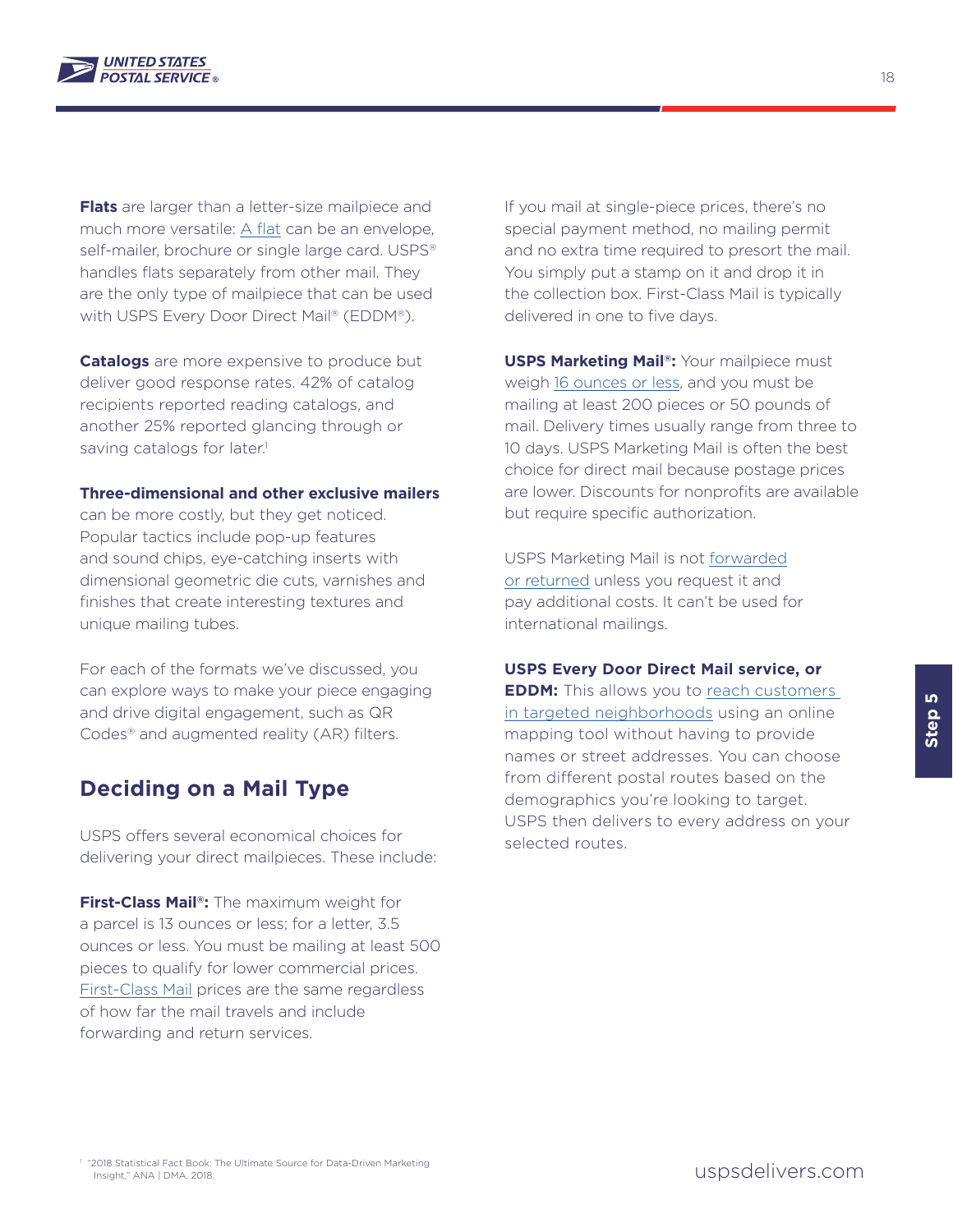**Flats** are larger than a letter-size mailpiece and much more versatile: A flat can be an envelope, self-mailer, brochure or single large card. USPS® handles flats separately from other mail. They are the only type of mailpiece that can be used with USPS Every Door Direct Mail® (EDDM®).

**Catalogs** are more expensive to produce but deliver good response rates. 42% of catalog recipients reported reading catalogs, and another 25% reported glancing through or saving catalogs for later.[1]

**Three-dimensional and other exclusive mailers** can be more costly, but they get noticed. Popular tactics include pop-up features and sound chips, eye-catching inserts with dimensional geometric die cuts, varnishes and finishes that create interesting textures and unique mailing tubes.

For each of the formats we've discussed, you can explore ways to make your piece engaging and drive digital engagement, such as QR Codes® and augmented reality (AR) filters.

## Deciding on a Mail Type

USPS offers several economical choices for delivering your direct mailpieces. These include:

**First-Class Mail®:** The maximum weight for a parcel is 13 ounces or less; for a letter, 3.5 ounces or less. You must be mailing at least 500 pieces to qualify for lower commercial prices. First-Class Mail prices are the same regardless of how far the mail travels and include forwarding and return services.

If you mail at single-piece prices, there's no special payment method, no mailing permit and no extra time required to presort the mail. You simply put a stamp on it and drop it in the collection box. First-Class Mail is typically delivered in one to five days.

**USPS Marketing Mail®:** Your mailpiece must weigh 16 ounces or less, and you must be mailing at least 200 pieces or 50 pounds of mail. Delivery times usually range from three to 10 days. USPS Marketing Mail is often the best choice for direct mail because postage prices are lower. Discounts for nonprofits are available but require specific authorization.

USPS Marketing Mail is not forwarded or returned unless you request it and pay additional costs. It can't be used for international mailings.

**USPS Every Door Direct Mail service, or EDDM:** This allows you to reach customers in targeted neighborhoods using an online mapping tool without having to provide names or street addresses. You can choose from different postal routes based on the demographics you're looking to target. USPS then delivers to every address on your selected routes.

[1] "2018 Statistical Fact Book: The Ultimate Source for Data-Driven Marketing Insight," ANA | DMA, 2018.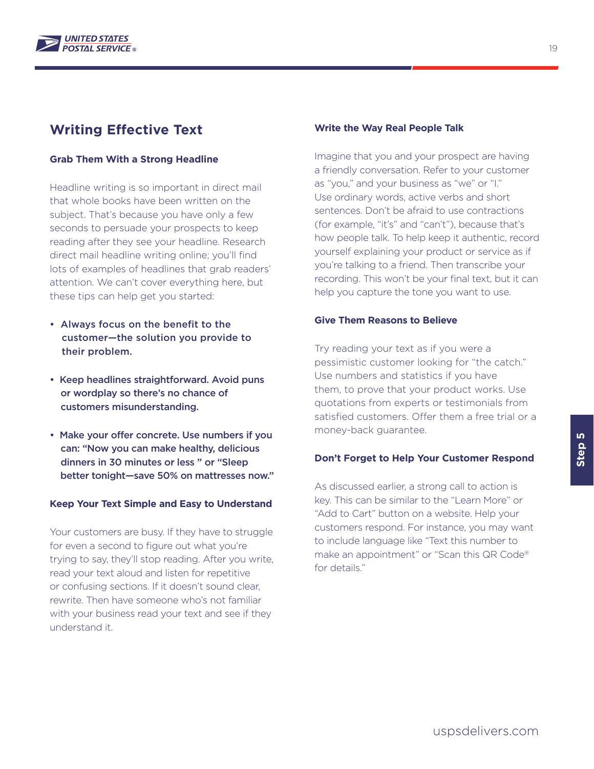## Writing Effective Text

### Grab Them With a Strong Headline

Headline writing is so important in direct mail that whole books have been written on the subject. That's because you have only a few seconds to persuade your prospects to keep reading after they see your headline. Research direct mail headline writing online; you'll find lots of examples of headlines that grab readers' attention. We can't cover everything here, but these tips can help get you started:

- **Always focus on the benefit to the customer—the solution you provide to their problem.**
- **Keep headlines straightforward. Avoid puns or wordplay so there's no chance of customers misunderstanding.**
- **Make your offer concrete. Use numbers if you can: "Now you can make healthy, delicious dinners in 30 minutes or less " or "Sleep better tonight—save 50% on mattresses now."**

### Keep Your Text Simple and Easy to Understand

Your customers are busy. If they have to struggle for even a second to figure out what you're trying to say, they'll stop reading. After you write, read your text aloud and listen for repetitive or confusing sections. If it doesn't sound clear, rewrite. Then have someone who's not familiar with your business read your text and see if they understand it.

### Write the Way Real People Talk

Imagine that you and your prospect are having a friendly conversation. Refer to your customer as "you," and your business as "we" or "I." Use ordinary words, active verbs and short sentences. Don't be afraid to use contractions (for example, "it's" and "can't"), because that's how people talk. To help keep it authentic, record yourself explaining your product or service as if you're talking to a friend. Then transcribe your recording. This won't be your final text, but it can help you capture the tone you want to use.

### Give Them Reasons to Believe

Try reading your text as if you were a pessimistic customer looking for "the catch." Use numbers and statistics if you have them, to prove that your product works. Use quotations from experts or testimonials from satisfied customers. Offer them a free trial or a money-back guarantee.

### Don't Forget to Help Your Customer Respond

As discussed earlier, a strong call to action is key. This can be similar to the "Learn More" or "Add to Cart" button on a website. Help your customers respond. For instance, you may want to include language like "Text this number to make an appointment" or "Scan this QR Code® for details."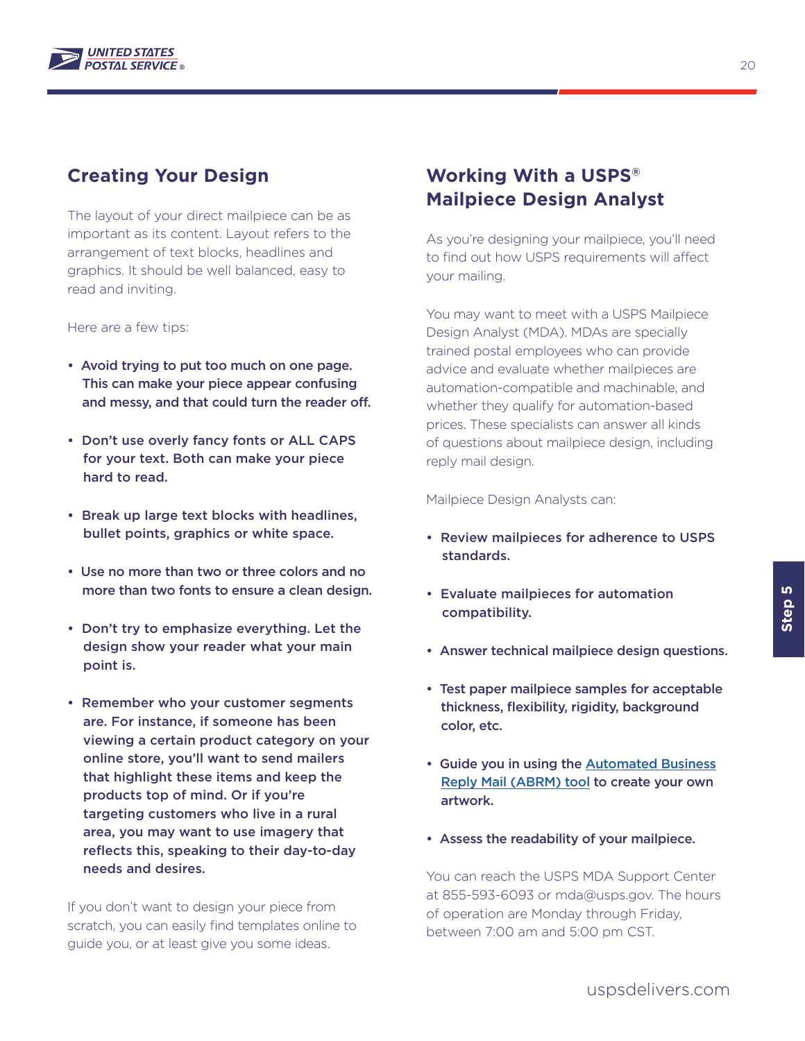## Creating Your Design

The layout of your direct mailpiece can be as important as its content. Layout refers to the arrangement of text blocks, headlines and graphics. It should be well balanced, easy to read and inviting.

Here are a few tips:

- **Avoid trying to put too much on one page. This can make your piece appear confusing and messy, and that could turn the reader off.**
- **Don't use overly fancy fonts or ALL CAPS for your text. Both can make your piece hard to read.**
- **Break up large text blocks with headlines, bullet points, graphics or white space.**
- **Use no more than two or three colors and no more than two fonts to ensure a clean design.**
- **Don't try to emphasize everything. Let the design show your reader what your main point is.**
- **Remember who your customer segments are. For instance, if someone has been viewing a certain product category on your online store, you'll want to send mailers that highlight these items and keep the products top of mind. Or if you're targeting customers who live in a rural area, you may want to use imagery that reflects this, speaking to their day-to-day needs and desires.**

If you don't want to design your piece from scratch, you can easily find templates online to guide you, or at least give you some ideas.

## Working With a USPS® Mailpiece Design Analyst

As you're designing your mailpiece, you'll need to find out how USPS requirements will affect your mailing.

You may want to meet with a USPS Mailpiece Design Analyst (MDA). MDAs are specially trained postal employees who can provide advice and evaluate whether mailpieces are automation-compatible and machinable, and whether they qualify for automation-based prices. These specialists can answer all kinds of questions about mailpiece design, including reply mail design.

Mailpiece Design Analysts can:

- **Review mailpieces for adherence to USPS standards.**
- **Evaluate mailpieces for automation compatibility.**
- **Answer technical mailpiece design questions.**
- **Test paper mailpiece samples for acceptable thickness, flexibility, rigidity, background color, etc.**
- **Guide you in using the Automated Business Reply Mail (ABRM) tool to create your own artwork.**
- **Assess the readability of your mailpiece.**

You can reach the USPS MDA Support Center at 855-593-6093 or mda@usps.gov. The hours of operation are Monday through Friday, between 7:00 am and 5:00 pm CST.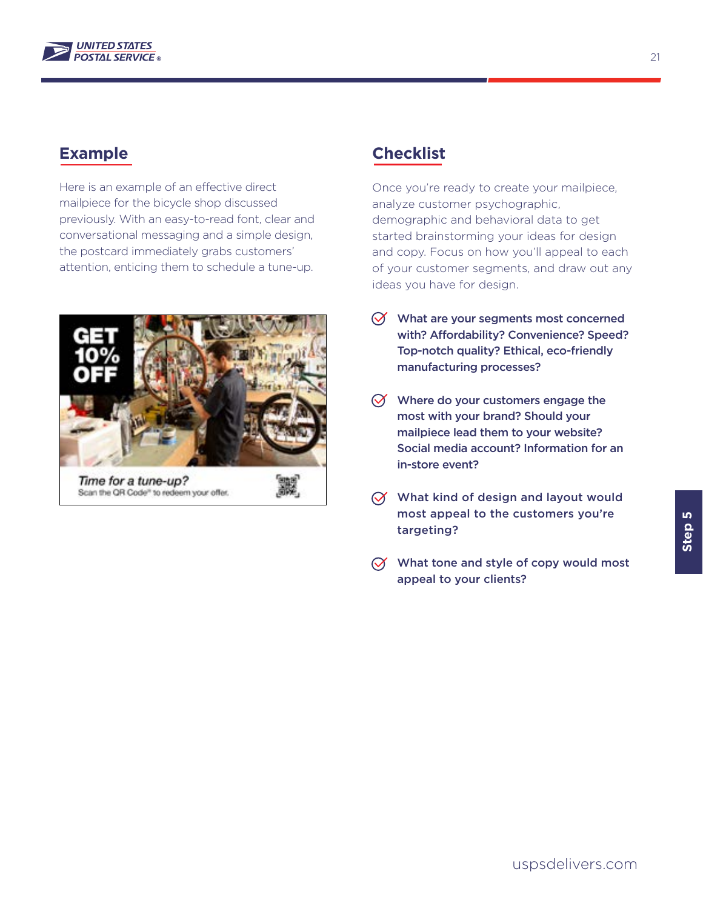## Example

Here is an example of an effective direct mailpiece for the bicycle shop discussed previously. With an easy-to-read font, clear and conversational messaging and a simple design, the postcard immediately grabs customers' attention, enticing them to schedule a tune-up.

GET 10% OFF

*Time for a tune-up?*
Scan the QR Code® to redeem your offer.

## Checklist

Once you're ready to create your mailpiece, analyze customer psychographic, demographic and behavioral data to get started brainstorming your ideas for design and copy. Focus on how you'll appeal to each of your customer segments, and draw out any ideas you have for design.

- **What are your segments most concerned with? Affordability? Convenience? Speed? Top-notch quality? Ethical, eco-friendly manufacturing processes?**
- **Where do your customers engage the most with your brand? Should your mailpiece lead them to your website? Social media account? Information for an in-store event?**
- **What kind of design and layout would most appeal to the customers you're targeting?**
- **What tone and style of copy would most appeal to your clients?**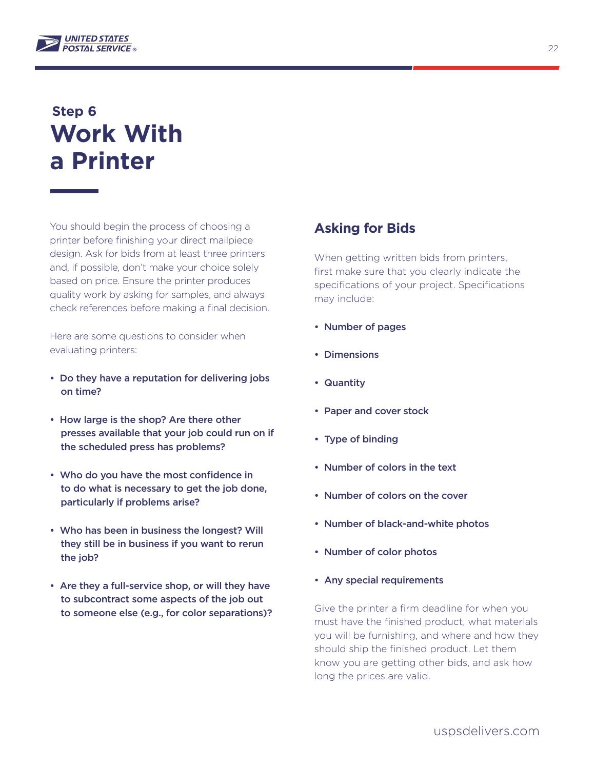## Step 6

# Work With a Printer

You should begin the process of choosing a printer before finishing your direct mailpiece design. Ask for bids from at least three printers and, if possible, don't make your choice solely based on price. Ensure the printer produces quality work by asking for samples, and always check references before making a final decision.

Here are some questions to consider when evaluating printers:

- **Do they have a reputation for delivering jobs on time?**
- **How large is the shop? Are there other presses available that your job could run on if the scheduled press has problems?**
- **Who do you have the most confidence in to do what is necessary to get the job done, particularly if problems arise?**
- **Who has been in business the longest? Will they still be in business if you want to rerun the job?**
- **Are they a full-service shop, or will they have to subcontract some aspects of the job out to someone else (e.g., for color separations)?**

## Asking for Bids

When getting written bids from printers, first make sure that you clearly indicate the specifications of your project. Specifications may include:

- **Number of pages**
- **Dimensions**
- **Quantity**
- **Paper and cover stock**
- **Type of binding**
- **Number of colors in the text**
- **Number of colors on the cover**
- **Number of black-and-white photos**
- **Number of color photos**
- **Any special requirements**

Give the printer a firm deadline for when you must have the finished product, what materials you will be furnishing, and where and how they should ship the finished product. Let them know you are getting other bids, and ask how long the prices are valid.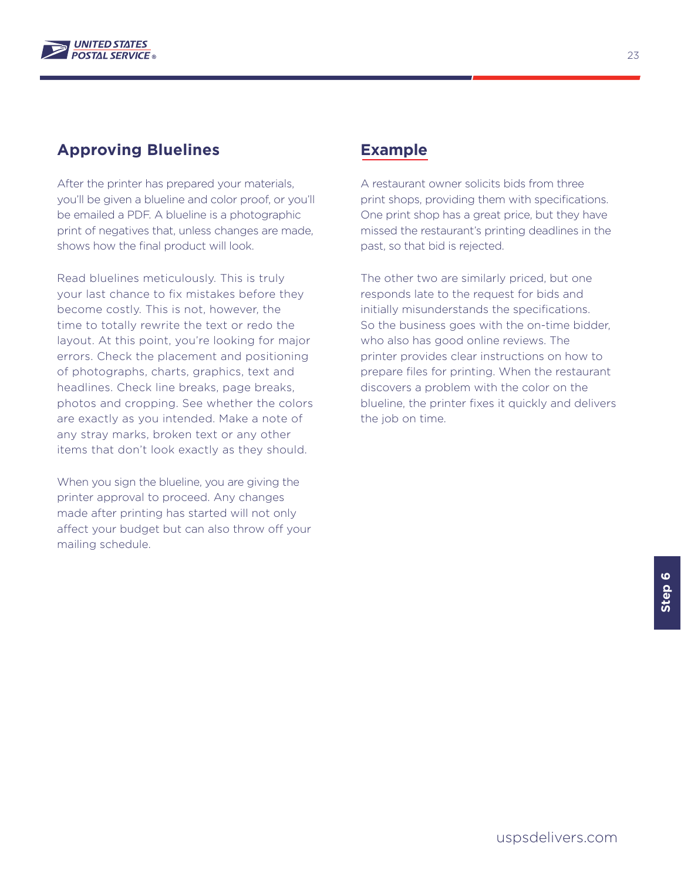## Approving Bluelines

After the printer has prepared your materials, you'll be given a blueline and color proof, or you'll be emailed a PDF. A blueline is a photographic print of negatives that, unless changes are made, shows how the final product will look.

Read bluelines meticulously. This is truly your last chance to fix mistakes before they become costly. This is not, however, the time to totally rewrite the text or redo the layout. At this point, you're looking for major errors. Check the placement and positioning of photographs, charts, graphics, text and headlines. Check line breaks, page breaks, photos and cropping. See whether the colors are exactly as you intended. Make a note of any stray marks, broken text or any other items that don't look exactly as they should.

When you sign the blueline, you are giving the printer approval to proceed. Any changes made after printing has started will not only affect your budget but can also throw off your mailing schedule.

## Example

A restaurant owner solicits bids from three print shops, providing them with specifications. One print shop has a great price, but they have missed the restaurant's printing deadlines in the past, so that bid is rejected.

The other two are similarly priced, but one responds late to the request for bids and initially misunderstands the specifications. So the business goes with the on-time bidder, who also has good online reviews. The printer provides clear instructions on how to prepare files for printing. When the restaurant discovers a problem with the color on the blueline, the printer fixes it quickly and delivers the job on time.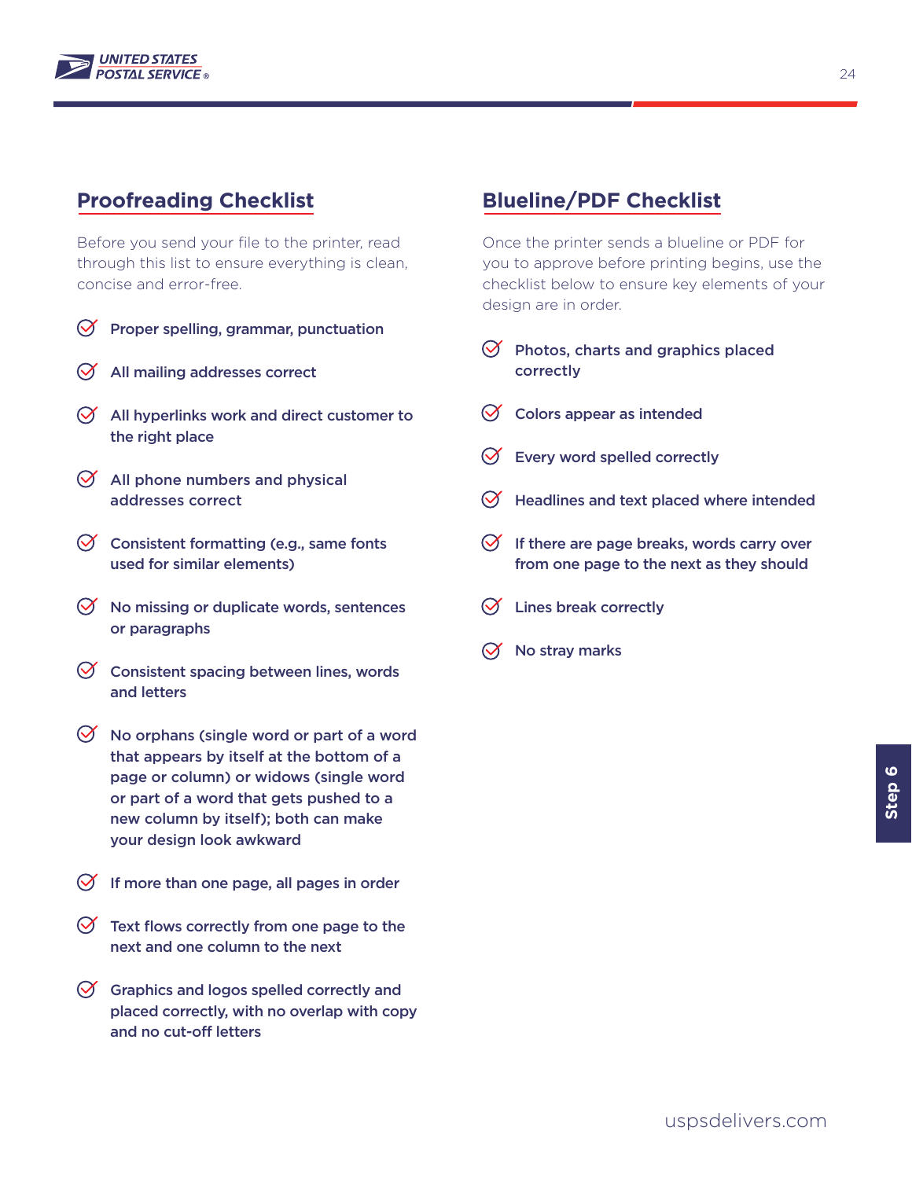## Proofreading Checklist

Before you send your file to the printer, read through this list to ensure everything is clean, concise and error-free.

- Proper spelling, grammar, punctuation
- All mailing addresses correct
- All hyperlinks work and direct customer to the right place
- All phone numbers and physical addresses correct
- Consistent formatting (e.g., same fonts used for similar elements)
- No missing or duplicate words, sentences or paragraphs
- Consistent spacing between lines, words and letters
- No orphans (single word or part of a word that appears by itself at the bottom of a page or column) or widows (single word or part of a word that gets pushed to a new column by itself); both can make your design look awkward
- If more than one page, all pages in order
- Text flows correctly from one page to the next and one column to the next
- Graphics and logos spelled correctly and placed correctly, with no overlap with copy and no cut-off letters

## Blueline/PDF Checklist

Once the printer sends a blueline or PDF for you to approve before printing begins, use the checklist below to ensure key elements of your design are in order.

- Photos, charts and graphics placed correctly
- Colors appear as intended
- Every word spelled correctly
- Headlines and text placed where intended
- If there are page breaks, words carry over from one page to the next as they should
- Lines break correctly
- No stray marks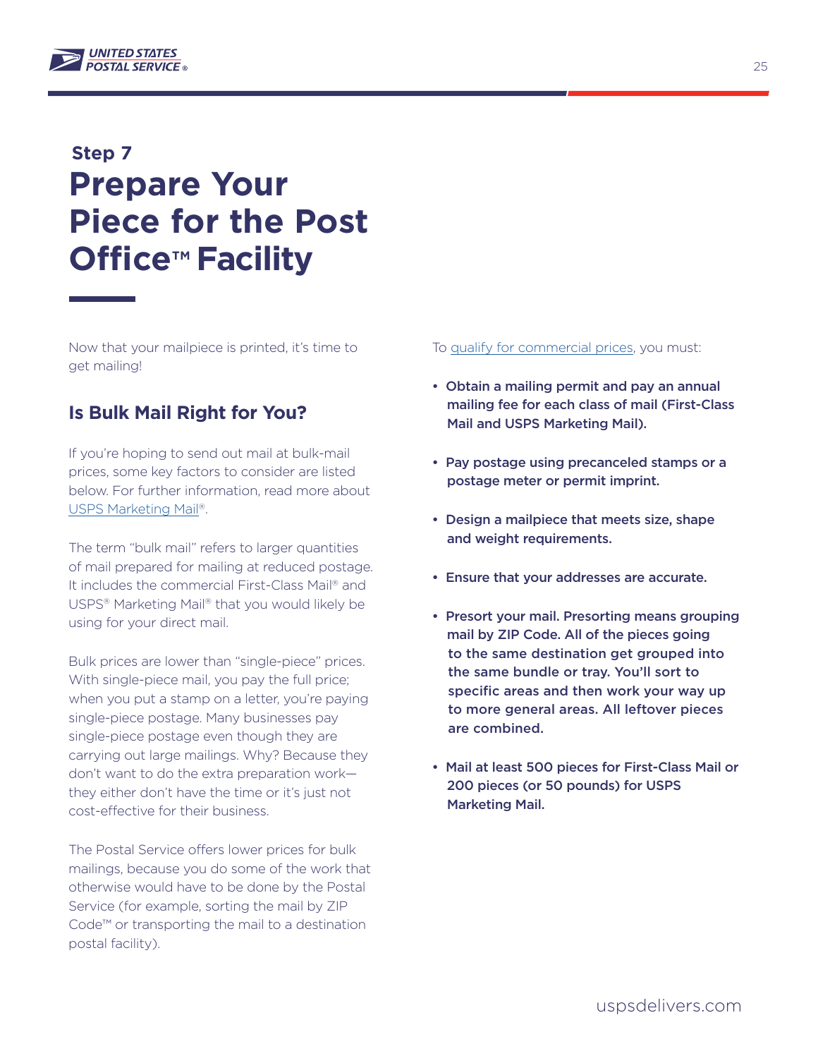Step 7

# Prepare Your Piece for the Post Office™ Facility

Now that your mailpiece is printed, it's time to get mailing!

## Is Bulk Mail Right for You?

If you're hoping to send out mail at bulk-mail prices, some key factors to consider are listed below. For further information, read more about USPS Marketing Mail®.

The term "bulk mail" refers to larger quantities of mail prepared for mailing at reduced postage. It includes the commercial First-Class Mail® and USPS® Marketing Mail® that you would likely be using for your direct mail.

Bulk prices are lower than "single-piece" prices. With single-piece mail, you pay the full price; when you put a stamp on a letter, you're paying single-piece postage. Many businesses pay single-piece postage even though they are carrying out large mailings. Why? Because they don't want to do the extra preparation work—they either don't have the time or it's just not cost-effective for their business.

The Postal Service offers lower prices for bulk mailings, because you do some of the work that otherwise would have to be done by the Postal Service (for example, sorting the mail by ZIP Code™ or transporting the mail to a destination postal facility).

To qualify for commercial prices, you must:

- **Obtain a mailing permit and pay an annual mailing fee for each class of mail (First-Class Mail and USPS Marketing Mail).**
- **Pay postage using precanceled stamps or a postage meter or permit imprint.**
- **Design a mailpiece that meets size, shape and weight requirements.**
- **Ensure that your addresses are accurate.**
- **Presort your mail. Presorting means grouping mail by ZIP Code. All of the pieces going to the same destination get grouped into the same bundle or tray. You'll sort to specific areas and then work your way up to more general areas. All leftover pieces are combined.**
- **Mail at least 500 pieces for First-Class Mail or 200 pieces (or 50 pounds) for USPS Marketing Mail.**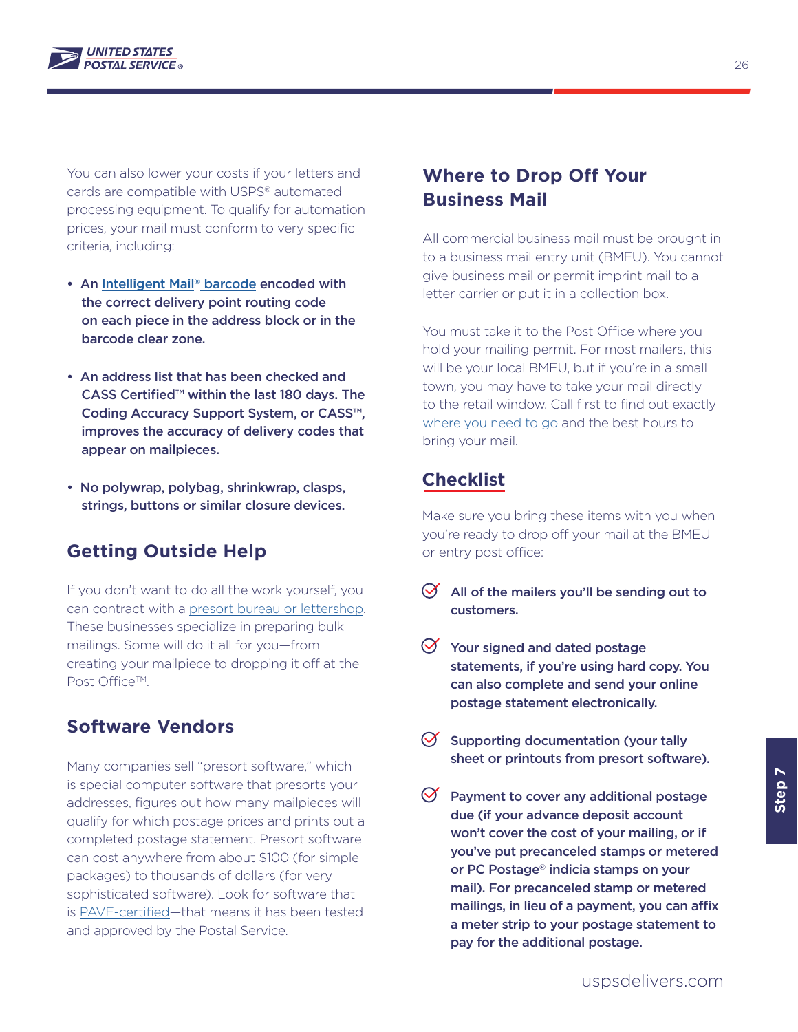You can also lower your costs if your letters and cards are compatible with USPS® automated processing equipment. To qualify for automation prices, your mail must conform to very specific criteria, including:

- **An Intelligent Mail® barcode encoded with the correct delivery point routing code on each piece in the address block or in the barcode clear zone.**
- **An address list that has been checked and CASS Certified™ within the last 180 days. The Coding Accuracy Support System, or CASS™, improves the accuracy of delivery codes that appear on mailpieces.**
- **No polywrap, polybag, shrinkwrap, clasps, strings, buttons or similar closure devices.**

## Getting Outside Help

If you don't want to do all the work yourself, you can contract with a presort bureau or lettershop. These businesses specialize in preparing bulk mailings. Some will do it all for you—from creating your mailpiece to dropping it off at the Post Office™.

## Software Vendors

Many companies sell "presort software," which is special computer software that presorts your addresses, figures out how many mailpieces will qualify for which postage prices and prints out a completed postage statement. Presort software can cost anywhere from about $100 (for simple packages) to thousands of dollars (for very sophisticated software). Look for software that is PAVE-certified—that means it has been tested and approved by the Postal Service.

## Where to Drop Off Your Business Mail

All commercial business mail must be brought in to a business mail entry unit (BMEU). You cannot give business mail or permit imprint mail to a letter carrier or put it in a collection box.

You must take it to the Post Office where you hold your mailing permit. For most mailers, this will be your local BMEU, but if you're in a small town, you may have to take your mail directly to the retail window. Call first to find out exactly where you need to go and the best hours to bring your mail.

## Checklist

Make sure you bring these items with you when you're ready to drop off your mail at the BMEU or entry post office:

- **All of the mailers you'll be sending out to customers.**
- **Your signed and dated postage statements, if you're using hard copy. You can also complete and send your online postage statement electronically.**
- **Supporting documentation (your tally sheet or printouts from presort software).**
- **Payment to cover any additional postage due (if your advance deposit account won't cover the cost of your mailing, or if you've put precanceled stamps or metered or PC Postage® indicia stamps on your mail). For precanceled stamp or metered mailings, in lieu of a payment, you can affix a meter strip to your postage statement to pay for the additional postage.**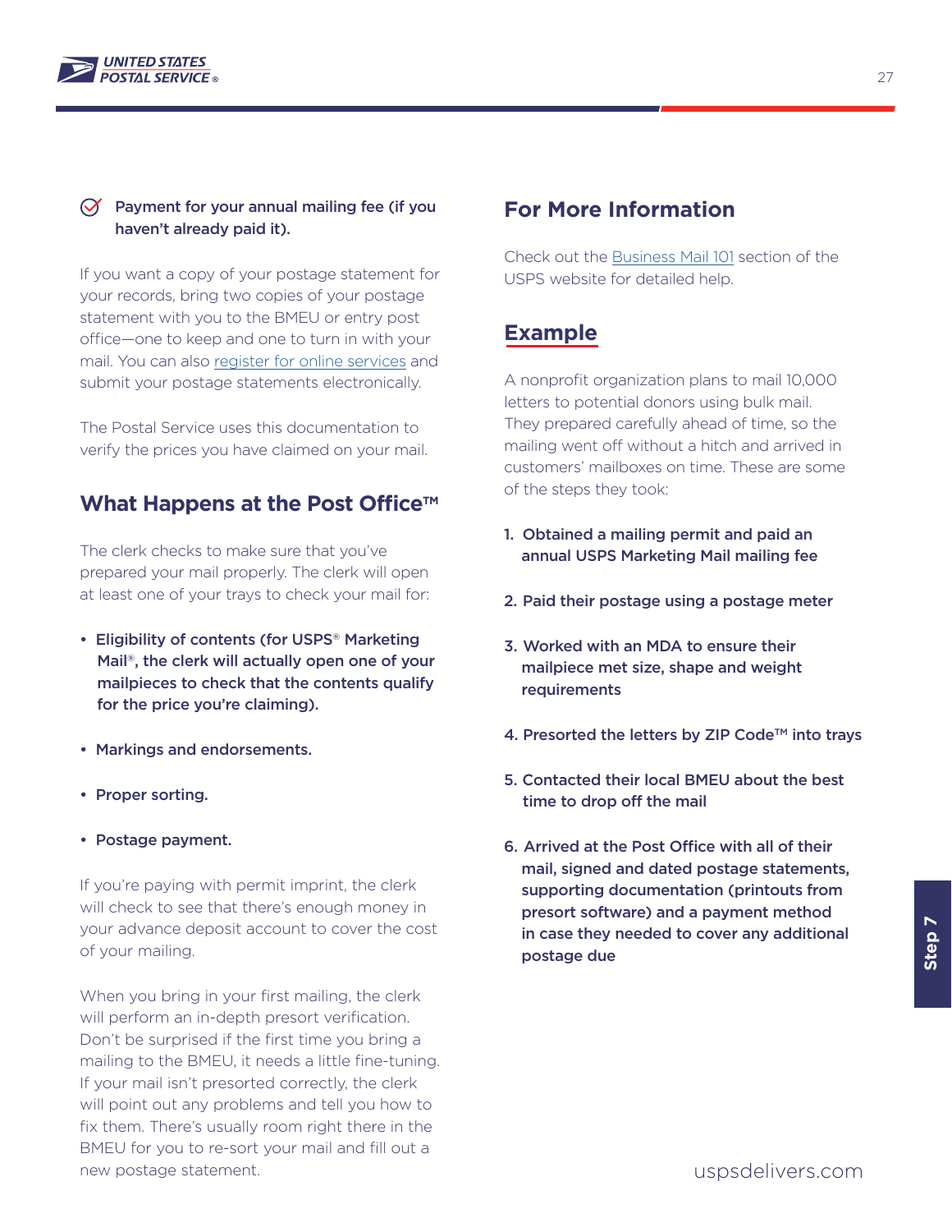- **Payment for your annual mailing fee (if you haven't already paid it).**

If you want a copy of your postage statement for your records, bring two copies of your postage statement with you to the BMEU or entry post office—one to keep and one to turn in with your mail. You can also register for online services and submit your postage statements electronically.

The Postal Service uses this documentation to verify the prices you have claimed on your mail.

## What Happens at the Post Office™

The clerk checks to make sure that you've prepared your mail properly. The clerk will open at least one of your trays to check your mail for:

- **Eligibility of contents (for USPS® Marketing Mail®, the clerk will actually open one of your mailpieces to check that the contents qualify for the price you're claiming).**
- **Markings and endorsements.**
- **Proper sorting.**
- **Postage payment.**

If you're paying with permit imprint, the clerk will check to see that there's enough money in your advance deposit account to cover the cost of your mailing.

When you bring in your first mailing, the clerk will perform an in-depth presort verification. Don't be surprised if the first time you bring a mailing to the BMEU, it needs a little fine-tuning. If your mail isn't presorted correctly, the clerk will point out any problems and tell you how to fix them. There's usually room right there in the BMEU for you to re-sort your mail and fill out a new postage statement.

## For More Information

Check out the Business Mail 101 section of the USPS website for detailed help.

## Example

A nonprofit organization plans to mail 10,000 letters to potential donors using bulk mail. They prepared carefully ahead of time, so the mailing went off without a hitch and arrived in customers' mailboxes on time. These are some of the steps they took:

1. **Obtained a mailing permit and paid an annual USPS Marketing Mail mailing fee**
2. **Paid their postage using a postage meter**
3. **Worked with an MDA to ensure their mailpiece met size, shape and weight requirements**
4. **Presorted the letters by ZIP Code™ into trays**
5. **Contacted their local BMEU about the best time to drop off the mail**
6. **Arrived at the Post Office with all of their mail, signed and dated postage statements, supporting documentation (printouts from presort software) and a payment method in case they needed to cover any additional postage due**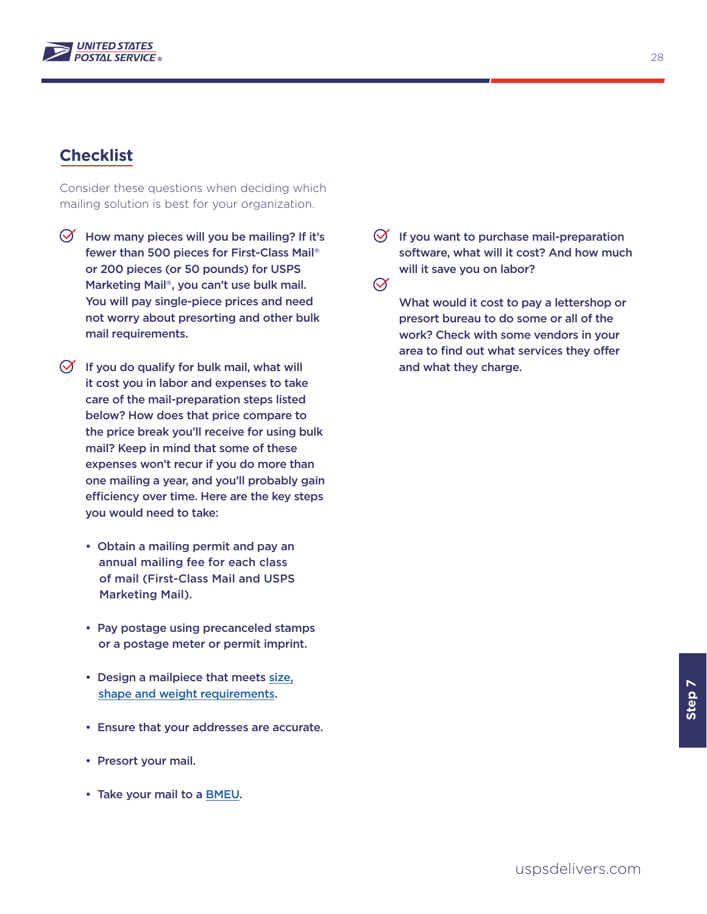## Checklist

Consider these questions when deciding which mailing solution is best for your organization.

- How many pieces will you be mailing? If it's fewer than 500 pieces for First-Class Mail® or 200 pieces (or 50 pounds) for USPS Marketing Mail®, you can't use bulk mail. You will pay single-piece prices and need not worry about presorting and other bulk mail requirements.

- If you do qualify for bulk mail, what will it cost you in labor and expenses to take care of the mail-preparation steps listed below? How does that price compare to the price break you'll receive for using bulk mail? Keep in mind that some of these expenses won't recur if you do more than one mailing a year, and you'll probably gain efficiency over time. Here are the key steps you would need to take:

  - Obtain a mailing permit and pay an annual mailing fee for each class of mail (First-Class Mail and USPS Marketing Mail).
  - Pay postage using precanceled stamps or a postage meter or permit imprint.
  - Design a mailpiece that meets size, shape and weight requirements.
  - Ensure that your addresses are accurate.
  - Presort your mail.
  - Take your mail to a BMEU.

- If you want to purchase mail-preparation software, what will it cost? And how much will it save you on labor?

- What would it cost to pay a lettershop or presort bureau to do some or all of the work? Check with some vendors in your area to find out what services they offer and what they charge.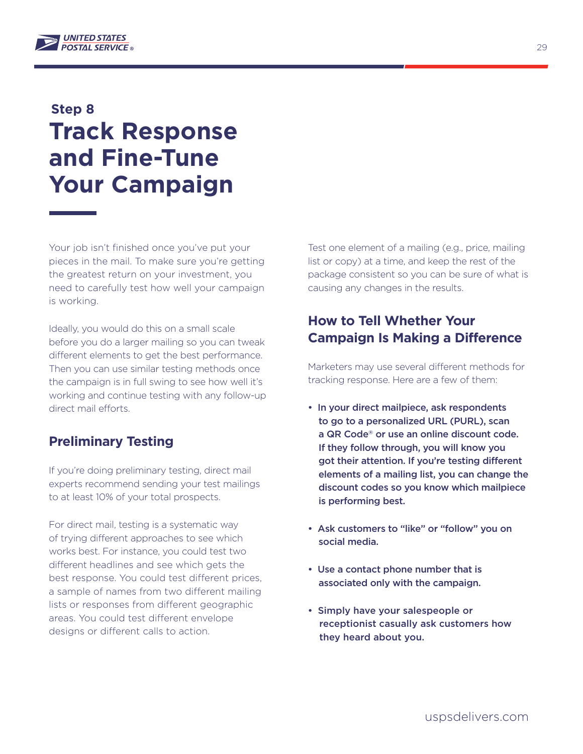## Step 8

# Track Response and Fine-Tune Your Campaign

Your job isn't finished once you've put your pieces in the mail. To make sure you're getting the greatest return on your investment, you need to carefully test how well your campaign is working.

Ideally, you would do this on a small scale before you do a larger mailing so you can tweak different elements to get the best performance. Then you can use similar testing methods once the campaign is in full swing to see how well it's working and continue testing with any follow-up direct mail efforts.

### Preliminary Testing

If you're doing preliminary testing, direct mail experts recommend sending your test mailings to at least 10% of your total prospects.

For direct mail, testing is a systematic way of trying different approaches to see which works best. For instance, you could test two different headlines and see which gets the best response. You could test different prices, a sample of names from two different mailing lists or responses from different geographic areas. You could test different envelope designs or different calls to action.

Test one element of a mailing (e.g., price, mailing list or copy) at a time, and keep the rest of the package consistent so you can be sure of what is causing any changes in the results.

### How to Tell Whether Your Campaign Is Making a Difference

Marketers may use several different methods for tracking response. Here are a few of them:

- **In your direct mailpiece, ask respondents to go to a personalized URL (PURL), scan a QR Code® or use an online discount code. If they follow through, you will know you got their attention. If you're testing different elements of a mailing list, you can change the discount codes so you know which mailpiece is performing best.**
- **Ask customers to "like" or "follow" you on social media.**
- **Use a contact phone number that is associated only with the campaign.**
- **Simply have your salespeople or receptionist casually ask customers how they heard about you.**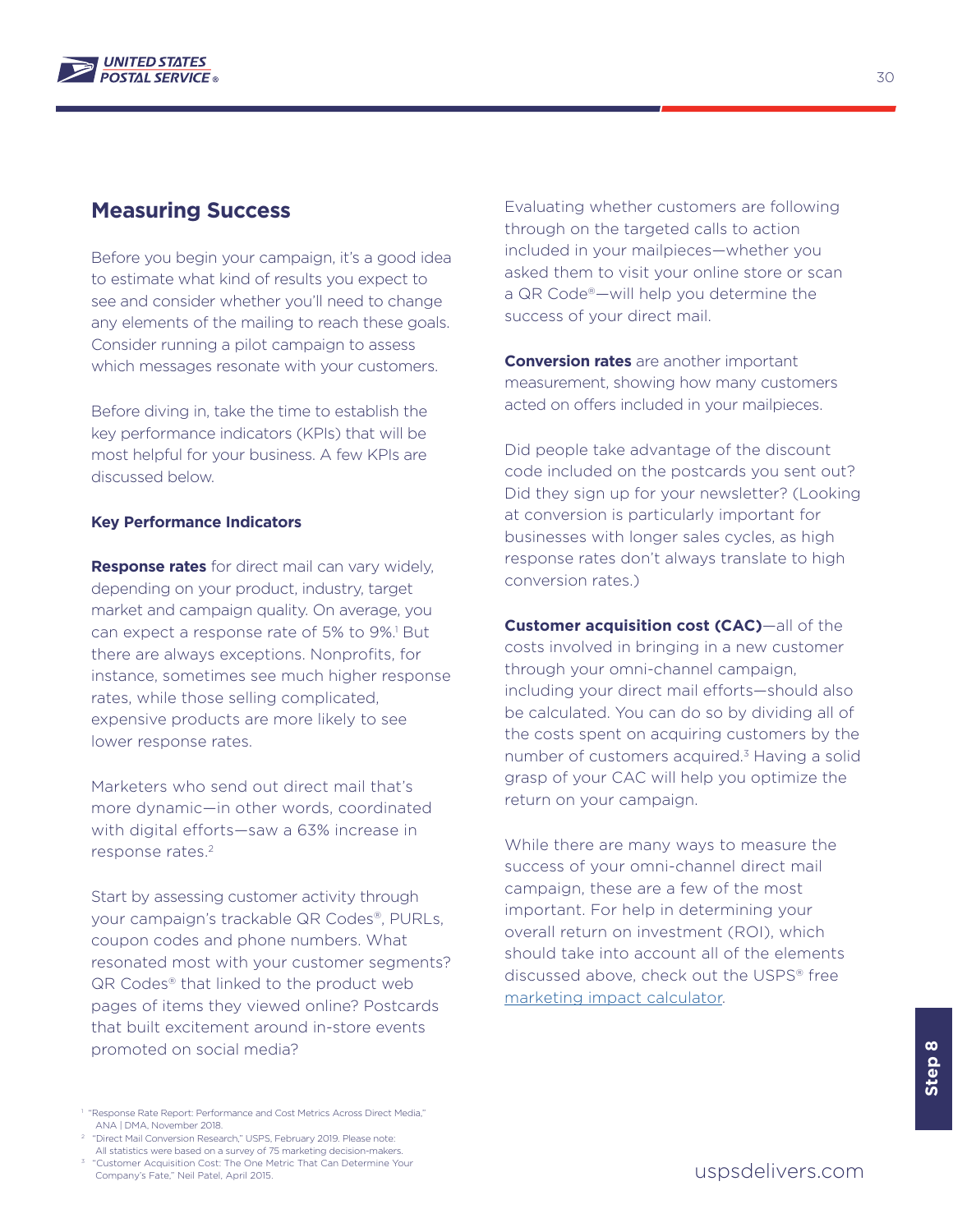## Measuring Success

Before you begin your campaign, it's a good idea to estimate what kind of results you expect to see and consider whether you'll need to change any elements of the mailing to reach these goals. Consider running a pilot campaign to assess which messages resonate with your customers.

Before diving in, take the time to establish the key performance indicators (KPIs) that will be most helpful for your business. A few KPIs are discussed below.

### Key Performance Indicators

**Response rates** for direct mail can vary widely, depending on your product, industry, target market and campaign quality. On average, you can expect a response rate of 5% to 9%.[1] But there are always exceptions. Nonprofits, for instance, sometimes see much higher response rates, while those selling complicated, expensive products are more likely to see lower response rates.

Marketers who send out direct mail that's more dynamic—in other words, coordinated with digital efforts—saw a 63% increase in response rates.[2]

Start by assessing customer activity through your campaign's trackable QR Codes®, PURLs, coupon codes and phone numbers. What resonated most with your customer segments? QR Codes® that linked to the product web pages of items they viewed online? Postcards that built excitement around in-store events promoted on social media?

Evaluating whether customers are following through on the targeted calls to action included in your mailpieces—whether you asked them to visit your online store or scan a QR Code®—will help you determine the success of your direct mail.

**Conversion rates** are another important measurement, showing how many customers acted on offers included in your mailpieces.

Did people take advantage of the discount code included on the postcards you sent out? Did they sign up for your newsletter? (Looking at conversion is particularly important for businesses with longer sales cycles, as high response rates don't always translate to high conversion rates.)

**Customer acquisition cost (CAC)**—all of the costs involved in bringing in a new customer through your omni-channel campaign, including your direct mail efforts—should also be calculated. You can do so by dividing all of the costs spent on acquiring customers by the number of customers acquired.[3] Having a solid grasp of your CAC will help you optimize the return on your campaign.

While there are many ways to measure the success of your omni-channel direct mail campaign, these are a few of the most important. For help in determining your overall return on investment (ROI), which should take into account all of the elements discussed above, check out the USPS® free marketing impact calculator.

[1] "Response Rate Report: Performance and Cost Metrics Across Direct Media," ANA | DMA, November 2018.

[2] "Direct Mail Conversion Research," USPS, February 2019. Please note: All statistics were based on a survey of 75 marketing decision-makers.

[3] "Customer Acquisition Cost: The One Metric That Can Determine Your Company's Fate," Neil Patel, April 2015.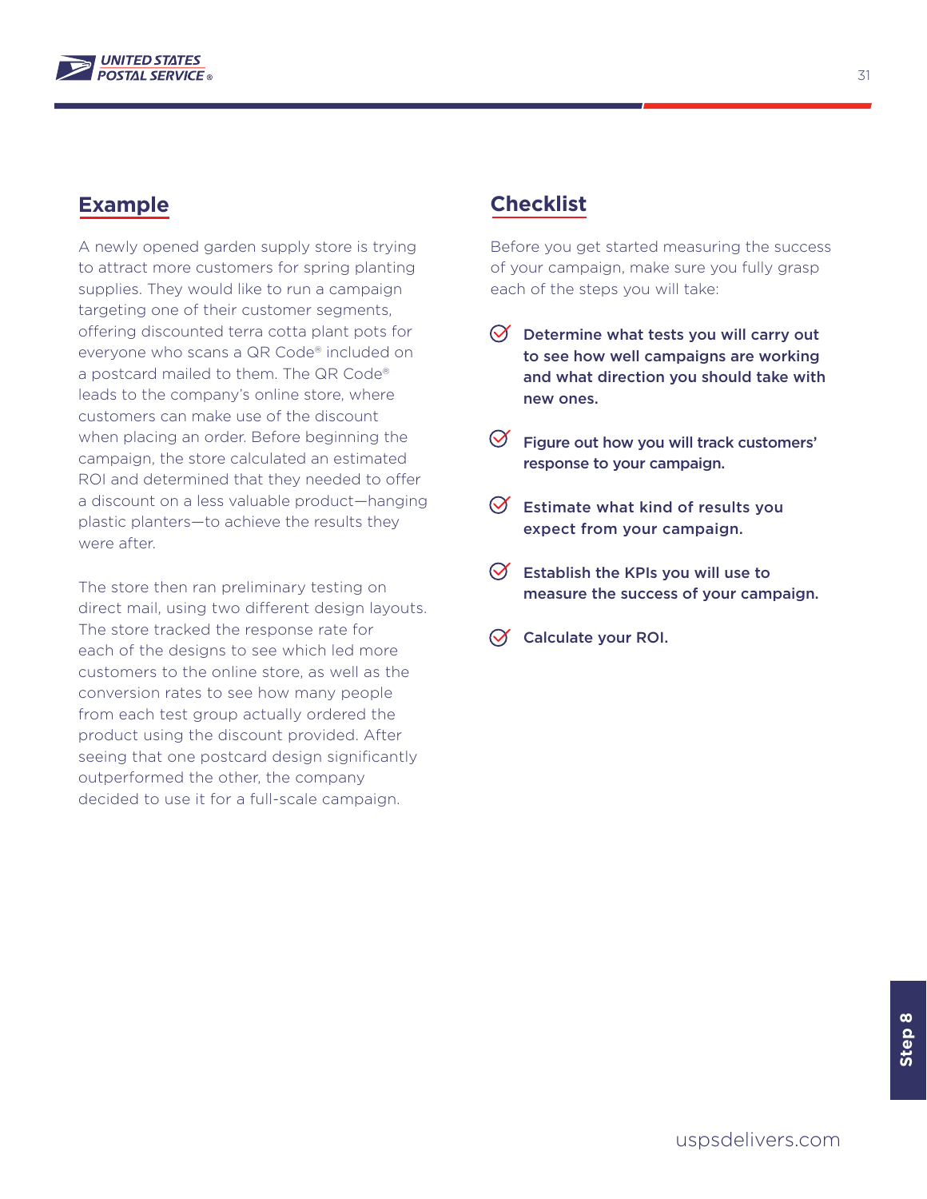## Example

A newly opened garden supply store is trying to attract more customers for spring planting supplies. They would like to run a campaign targeting one of their customer segments, offering discounted terra cotta plant pots for everyone who scans a QR Code® included on a postcard mailed to them. The QR Code® leads to the company's online store, where customers can make use of the discount when placing an order. Before beginning the campaign, the store calculated an estimated ROI and determined that they needed to offer a discount on a less valuable product—hanging plastic planters—to achieve the results they were after.

The store then ran preliminary testing on direct mail, using two different design layouts. The store tracked the response rate for each of the designs to see which led more customers to the online store, as well as the conversion rates to see how many people from each test group actually ordered the product using the discount provided. After seeing that one postcard design significantly outperformed the other, the company decided to use it for a full-scale campaign.

## Checklist

Before you get started measuring the success of your campaign, make sure you fully grasp each of the steps you will take:

- **Determine what tests you will carry out to see how well campaigns are working and what direction you should take with new ones.**
- **Figure out how you will track customers' response to your campaign.**
- **Estimate what kind of results you expect from your campaign.**
- **Establish the KPIs you will use to measure the success of your campaign.**
- **Calculate your ROI.**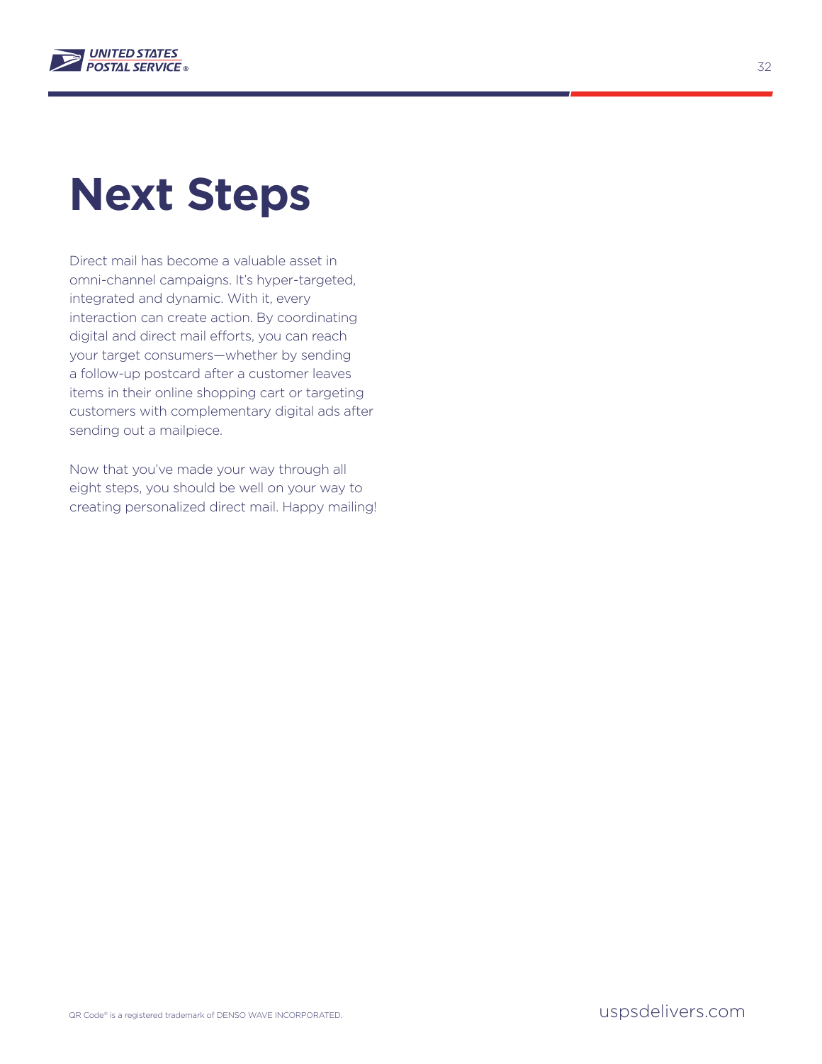# Next Steps

Direct mail has become a valuable asset in omni-channel campaigns. It's hyper-targeted, integrated and dynamic. With it, every interaction can create action. By coordinating digital and direct mail efforts, you can reach your target consumers—whether by sending a follow-up postcard after a customer leaves items in their online shopping cart or targeting customers with complementary digital ads after sending out a mailpiece.

Now that you've made your way through all eight steps, you should be well on your way to creating personalized direct mail. Happy mailing!

QR Code® is a registered trademark of DENSO WAVE INCORPORATED.